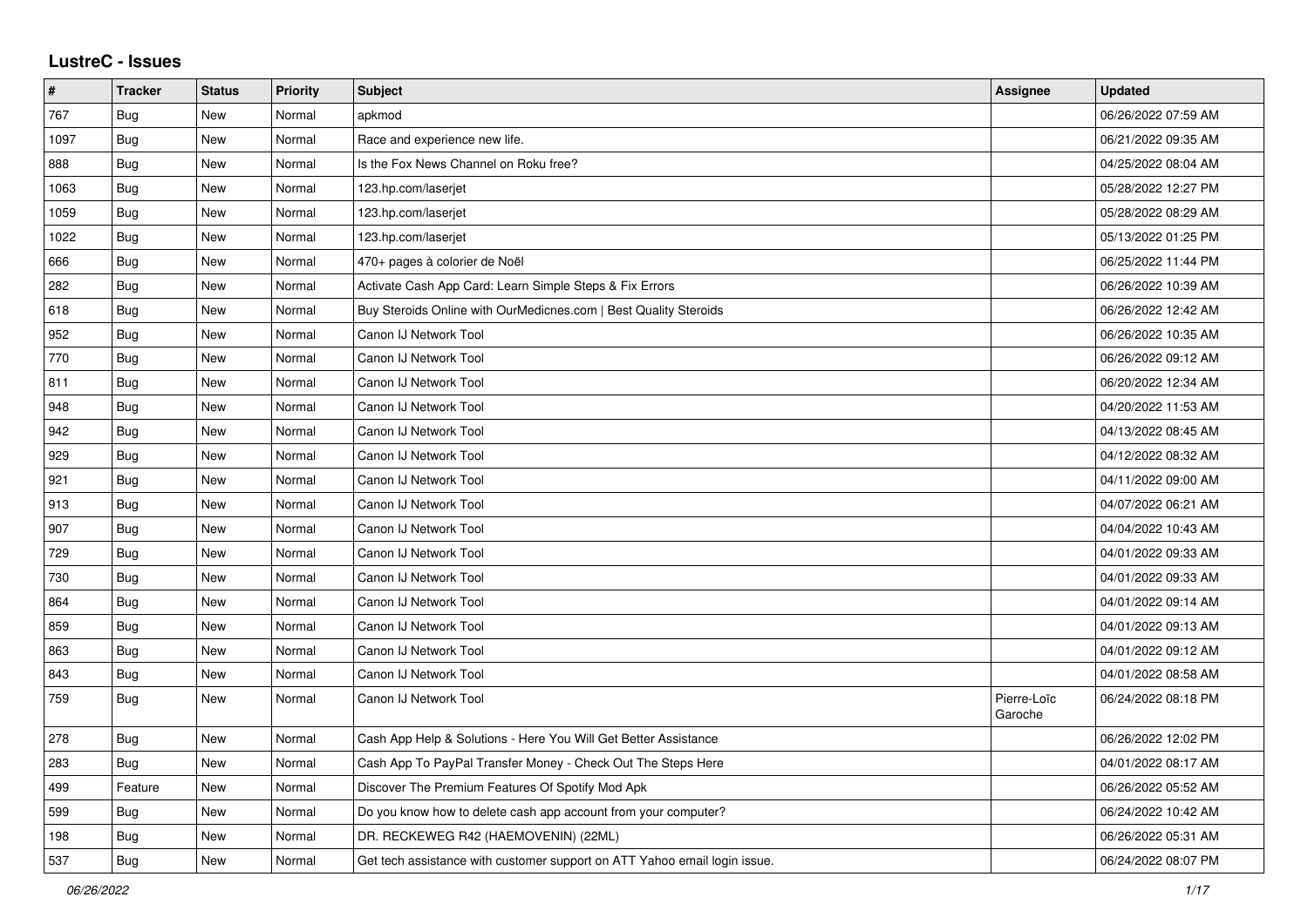## LustreC - Issues

| # | Tracker | Status | Priority | Subject | Assignee | Updated |
|---|---|---|---|---|---|---|
| 767 | Bug | New | Normal | apkmod | | 06/26/2022 07:59 AM |
| 1097 | Bug | New | Normal | Race and experience new life. | | 06/21/2022 09:35 AM |
| 888 | Bug | New | Normal | Is the Fox News Channel on Roku free? | | 04/25/2022 08:04 AM |
| 1063 | Bug | New | Normal | 123.hp.com/laserjet | | 05/28/2022 12:27 PM |
| 1059 | Bug | New | Normal | 123.hp.com/laserjet | | 05/28/2022 08:29 AM |
| 1022 | Bug | New | Normal | 123.hp.com/laserjet | | 05/13/2022 01:25 PM |
| 666 | Bug | New | Normal | 470+ pages à colorier de Noël | | 06/25/2022 11:44 PM |
| 282 | Bug | New | Normal | Activate Cash App Card: Learn Simple Steps & Fix Errors | | 06/26/2022 10:39 AM |
| 618 | Bug | New | Normal | Buy Steroids Online with OurMedicnes.com \| Best Quality Steroids | | 06/26/2022 12:42 AM |
| 952 | Bug | New | Normal | Canon IJ Network Tool | | 06/26/2022 10:35 AM |
| 770 | Bug | New | Normal | Canon IJ Network Tool | | 06/26/2022 09:12 AM |
| 811 | Bug | New | Normal | Canon IJ Network Tool | | 06/20/2022 12:34 AM |
| 948 | Bug | New | Normal | Canon IJ Network Tool | | 04/20/2022 11:53 AM |
| 942 | Bug | New | Normal | Canon IJ Network Tool | | 04/13/2022 08:45 AM |
| 929 | Bug | New | Normal | Canon IJ Network Tool | | 04/12/2022 08:32 AM |
| 921 | Bug | New | Normal | Canon IJ Network Tool | | 04/11/2022 09:00 AM |
| 913 | Bug | New | Normal | Canon IJ Network Tool | | 04/07/2022 06:21 AM |
| 907 | Bug | New | Normal | Canon IJ Network Tool | | 04/04/2022 10:43 AM |
| 729 | Bug | New | Normal | Canon IJ Network Tool | | 04/01/2022 09:33 AM |
| 730 | Bug | New | Normal | Canon IJ Network Tool | | 04/01/2022 09:33 AM |
| 864 | Bug | New | Normal | Canon IJ Network Tool | | 04/01/2022 09:14 AM |
| 859 | Bug | New | Normal | Canon IJ Network Tool | | 04/01/2022 09:13 AM |
| 863 | Bug | New | Normal | Canon IJ Network Tool | | 04/01/2022 09:12 AM |
| 843 | Bug | New | Normal | Canon IJ Network Tool | | 04/01/2022 08:58 AM |
| 759 | Bug | New | Normal | Canon IJ Network Tool | Pierre-Loïc Garoche | 06/24/2022 08:18 PM |
| 278 | Bug | New | Normal | Cash App Help & Solutions - Here You Will Get Better Assistance | | 06/26/2022 12:02 PM |
| 283 | Bug | New | Normal | Cash App To PayPal Transfer Money - Check Out The Steps Here | | 04/01/2022 08:17 AM |
| 499 | Feature | New | Normal | Discover The Premium Features Of Spotify Mod Apk | | 06/26/2022 05:52 AM |
| 599 | Bug | New | Normal | Do you know how to delete cash app account from your computer? | | 06/24/2022 10:42 AM |
| 198 | Bug | New | Normal | DR. RECKEWEG R42 (HAEMOVENIN) (22ML) | | 06/26/2022 05:31 AM |
| 537 | Bug | New | Normal | Get tech assistance with customer support on ATT Yahoo email login issue. | | 06/24/2022 08:07 PM |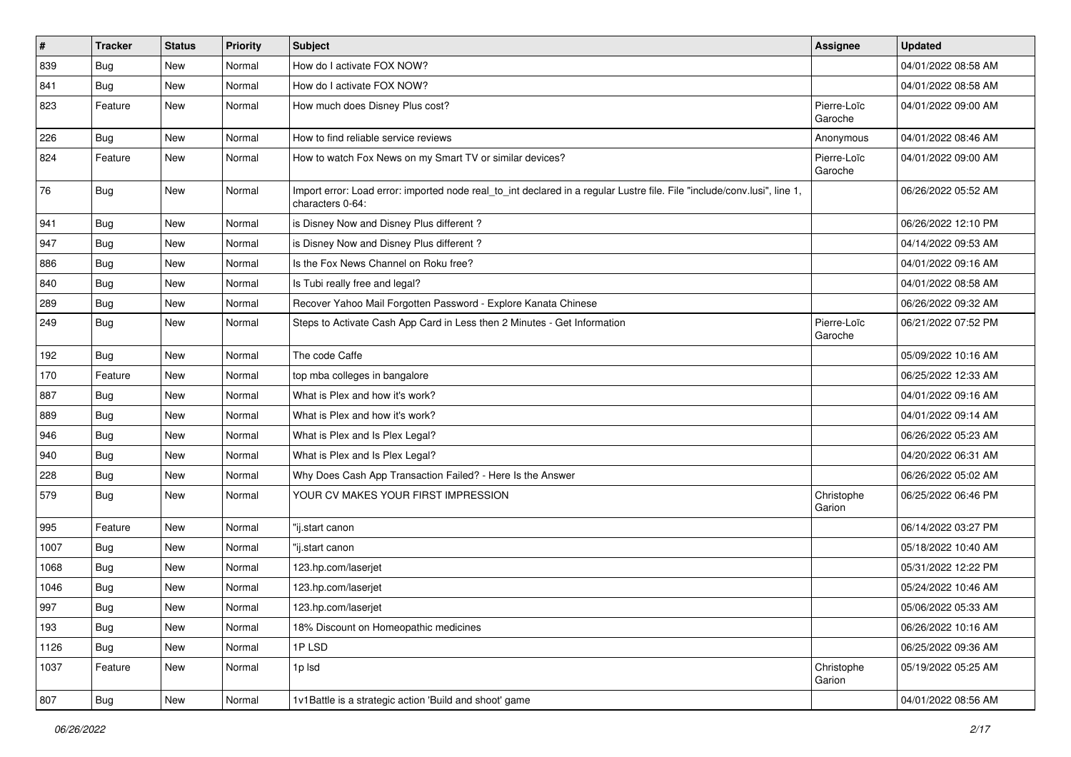| # | Tracker | Status | Priority | Subject | Assignee | Updated |
|---|---|---|---|---|---|---|
| 839 | Bug | New | Normal | How do I activate FOX NOW? | | 04/01/2022 08:58 AM |
| 841 | Bug | New | Normal | How do I activate FOX NOW? | | 04/01/2022 08:58 AM |
| 823 | Feature | New | Normal | How much does Disney Plus cost? | Pierre-Loïc Garoche | 04/01/2022 09:00 AM |
| 226 | Bug | New | Normal | How to find reliable service reviews | Anonymous | 04/01/2022 08:46 AM |
| 824 | Feature | New | Normal | How to watch Fox News on my Smart TV or similar devices? | Pierre-Loïc Garoche | 04/01/2022 09:00 AM |
| 76 | Bug | New | Normal | Import error: Load error: imported node real_to_int declared in a regular Lustre file. File "include/conv.lusi", line 1, characters 0-64: | | 06/26/2022 05:52 AM |
| 941 | Bug | New | Normal | is Disney Now and Disney Plus different ? | | 06/26/2022 12:10 PM |
| 947 | Bug | New | Normal | is Disney Now and Disney Plus different ? | | 04/14/2022 09:53 AM |
| 886 | Bug | New | Normal | Is the Fox News Channel on Roku free? | | 04/01/2022 09:16 AM |
| 840 | Bug | New | Normal | Is Tubi really free and legal? | | 04/01/2022 08:58 AM |
| 289 | Bug | New | Normal | Recover Yahoo Mail Forgotten Password - Explore Kanata Chinese | | 06/26/2022 09:32 AM |
| 249 | Bug | New | Normal | Steps to Activate Cash App Card in Less then 2 Minutes - Get Information | Pierre-Loïc Garoche | 06/21/2022 07:52 PM |
| 192 | Bug | New | Normal | The code Caffe | | 05/09/2022 10:16 AM |
| 170 | Feature | New | Normal | top mba colleges in bangalore | | 06/25/2022 12:33 AM |
| 887 | Bug | New | Normal | What is Plex and how it's work? | | 04/01/2022 09:16 AM |
| 889 | Bug | New | Normal | What is Plex and how it's work? | | 04/01/2022 09:14 AM |
| 946 | Bug | New | Normal | What is Plex and Is Plex Legal? | | 06/26/2022 05:23 AM |
| 940 | Bug | New | Normal | What is Plex and Is Plex Legal? | | 04/20/2022 06:31 AM |
| 228 | Bug | New | Normal | Why Does Cash App Transaction Failed? - Here Is the Answer | | 06/26/2022 05:02 AM |
| 579 | Bug | New | Normal | YOUR CV MAKES YOUR FIRST IMPRESSION | Christophe Garion | 06/25/2022 06:46 PM |
| 995 | Feature | New | Normal | "ij.start canon | | 06/14/2022 03:27 PM |
| 1007 | Bug | New | Normal | "ij.start canon | | 05/18/2022 10:40 AM |
| 1068 | Bug | New | Normal | 123.hp.com/laserjet | | 05/31/2022 12:22 PM |
| 1046 | Bug | New | Normal | 123.hp.com/laserjet | | 05/24/2022 10:46 AM |
| 997 | Bug | New | Normal | 123.hp.com/laserjet | | 05/06/2022 05:33 AM |
| 193 | Bug | New | Normal | 18% Discount on Homeopathic medicines | | 06/26/2022 10:16 AM |
| 1126 | Bug | New | Normal | 1P LSD | | 06/25/2022 09:36 AM |
| 1037 | Feature | New | Normal | 1p lsd | Christophe Garion | 05/19/2022 05:25 AM |
| 807 | Bug | New | Normal | 1v1Battle is a strategic action 'Build and shoot' game | | 04/01/2022 08:56 AM |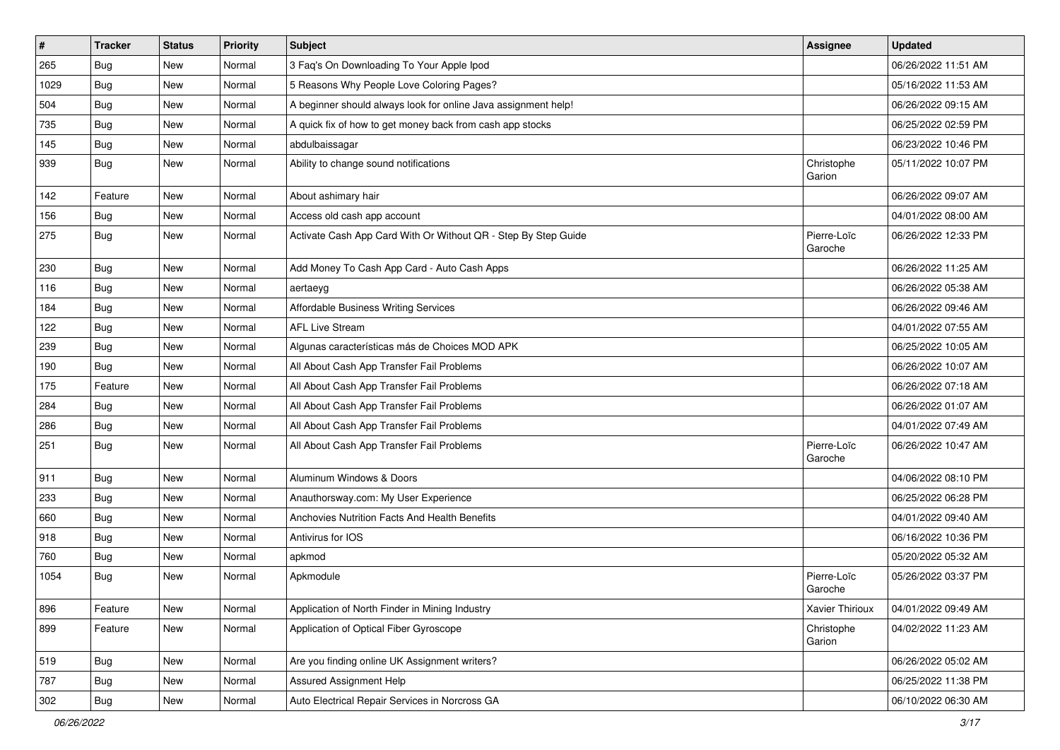| # | Tracker | Status | Priority | Subject | Assignee | Updated |
|---|---|---|---|---|---|---|
| 265 | Bug | New | Normal | 3 Faq's On Downloading To Your Apple Ipod | | 06/26/2022 11:51 AM |
| 1029 | Bug | New | Normal | 5 Reasons Why People Love Coloring Pages? | | 05/16/2022 11:53 AM |
| 504 | Bug | New | Normal | A beginner should always look for online Java assignment help! | | 06/26/2022 09:15 AM |
| 735 | Bug | New | Normal | A quick fix of how to get money back from cash app stocks | | 06/25/2022 02:59 PM |
| 145 | Bug | New | Normal | abdulbaissagar | | 06/23/2022 10:46 PM |
| 939 | Bug | New | Normal | Ability to change sound notifications | Christophe Garion | 05/11/2022 10:07 PM |
| 142 | Feature | New | Normal | About ashimary hair | | 06/26/2022 09:07 AM |
| 156 | Bug | New | Normal | Access old cash app account | | 04/01/2022 08:00 AM |
| 275 | Bug | New | Normal | Activate Cash App Card With Or Without QR - Step By Step Guide | Pierre-Loïc Garoche | 06/26/2022 12:33 PM |
| 230 | Bug | New | Normal | Add Money To Cash App Card - Auto Cash Apps | | 06/26/2022 11:25 AM |
| 116 | Bug | New | Normal | aertaeyg | | 06/26/2022 05:38 AM |
| 184 | Bug | New | Normal | Affordable Business Writing Services | | 06/26/2022 09:46 AM |
| 122 | Bug | New | Normal | AFL Live Stream | | 04/01/2022 07:55 AM |
| 239 | Bug | New | Normal | Algunas características más de Choices MOD APK | | 06/25/2022 10:05 AM |
| 190 | Bug | New | Normal | All About Cash App Transfer Fail Problems | | 06/26/2022 10:07 AM |
| 175 | Feature | New | Normal | All About Cash App Transfer Fail Problems | | 06/26/2022 07:18 AM |
| 284 | Bug | New | Normal | All About Cash App Transfer Fail Problems | | 06/26/2022 01:07 AM |
| 286 | Bug | New | Normal | All About Cash App Transfer Fail Problems | | 04/01/2022 07:49 AM |
| 251 | Bug | New | Normal | All About Cash App Transfer Fail Problems | Pierre-Loïc Garoche | 06/26/2022 10:47 AM |
| 911 | Bug | New | Normal | Aluminum Windows & Doors | | 04/06/2022 08:10 PM |
| 233 | Bug | New | Normal | Anauthorsway.com: My User Experience | | 06/25/2022 06:28 PM |
| 660 | Bug | New | Normal | Anchovies Nutrition Facts And Health Benefits | | 04/01/2022 09:40 AM |
| 918 | Bug | New | Normal | Antivirus for IOS | | 06/16/2022 10:36 PM |
| 760 | Bug | New | Normal | apkmod | | 05/20/2022 05:32 AM |
| 1054 | Bug | New | Normal | Apkmodule | Pierre-Loïc Garoche | 05/26/2022 03:37 PM |
| 896 | Feature | New | Normal | Application of North Finder in Mining Industry | Xavier Thirioux | 04/01/2022 09:49 AM |
| 899 | Feature | New | Normal | Application of Optical Fiber Gyroscope | Christophe Garion | 04/02/2022 11:23 AM |
| 519 | Bug | New | Normal | Are you finding online UK Assignment writers? | | 06/26/2022 05:02 AM |
| 787 | Bug | New | Normal | Assured Assignment Help | | 06/25/2022 11:38 PM |
| 302 | Bug | New | Normal | Auto Electrical Repair Services in Norcross GA | | 06/10/2022 06:30 AM |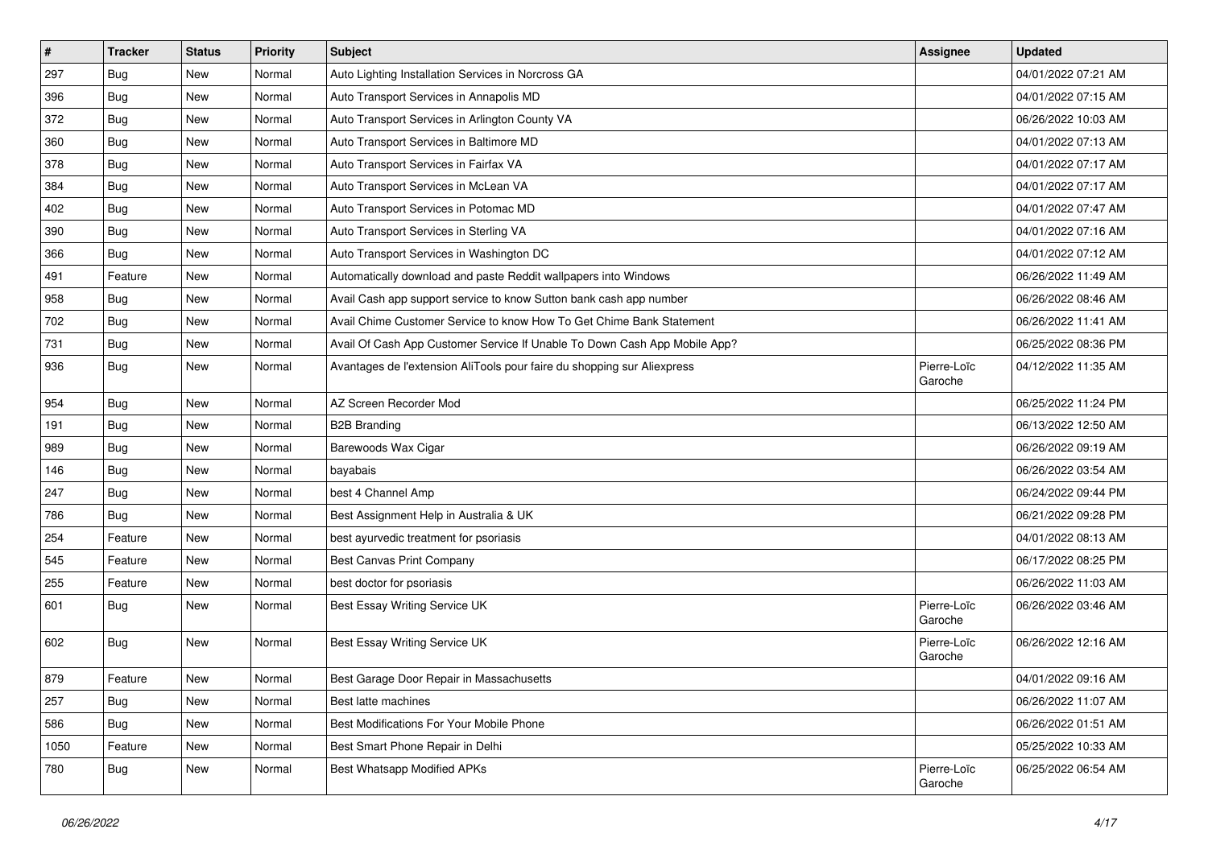| # | Tracker | Status | Priority | Subject | Assignee | Updated |
|---|---|---|---|---|---|---|
| 297 | Bug | New | Normal | Auto Lighting Installation Services in Norcross GA | | 04/01/2022 07:21 AM |
| 396 | Bug | New | Normal | Auto Transport Services in Annapolis MD | | 04/01/2022 07:15 AM |
| 372 | Bug | New | Normal | Auto Transport Services in Arlington County VA | | 06/26/2022 10:03 AM |
| 360 | Bug | New | Normal | Auto Transport Services in Baltimore MD | | 04/01/2022 07:13 AM |
| 378 | Bug | New | Normal | Auto Transport Services in Fairfax VA | | 04/01/2022 07:17 AM |
| 384 | Bug | New | Normal | Auto Transport Services in McLean VA | | 04/01/2022 07:17 AM |
| 402 | Bug | New | Normal | Auto Transport Services in Potomac MD | | 04/01/2022 07:47 AM |
| 390 | Bug | New | Normal | Auto Transport Services in Sterling VA | | 04/01/2022 07:16 AM |
| 366 | Bug | New | Normal | Auto Transport Services in Washington DC | | 04/01/2022 07:12 AM |
| 491 | Feature | New | Normal | Automatically download and paste Reddit wallpapers into Windows | | 06/26/2022 11:49 AM |
| 958 | Bug | New | Normal | Avail Cash app support service to know Sutton bank cash app number | | 06/26/2022 08:46 AM |
| 702 | Bug | New | Normal | Avail Chime Customer Service to know How To Get Chime Bank Statement | | 06/26/2022 11:41 AM |
| 731 | Bug | New | Normal | Avail Of Cash App Customer Service If Unable To Down Cash App Mobile App? | | 06/25/2022 08:36 PM |
| 936 | Bug | New | Normal | Avantages de l'extension AliTools pour faire du shopping sur Aliexpress | Pierre-Loïc Garoche | 04/12/2022 11:35 AM |
| 954 | Bug | New | Normal | AZ Screen Recorder Mod | | 06/25/2022 11:24 PM |
| 191 | Bug | New | Normal | B2B Branding | | 06/13/2022 12:50 AM |
| 989 | Bug | New | Normal | Barewoods Wax Cigar | | 06/26/2022 09:19 AM |
| 146 | Bug | New | Normal | bayabais | | 06/26/2022 03:54 AM |
| 247 | Bug | New | Normal | best 4 Channel Amp | | 06/24/2022 09:44 PM |
| 786 | Bug | New | Normal | Best Assignment Help in Australia & UK | | 06/21/2022 09:28 PM |
| 254 | Feature | New | Normal | best ayurvedic treatment for psoriasis | | 04/01/2022 08:13 AM |
| 545 | Feature | New | Normal | Best Canvas Print Company | | 06/17/2022 08:25 PM |
| 255 | Feature | New | Normal | best doctor for psoriasis | | 06/26/2022 11:03 AM |
| 601 | Bug | New | Normal | Best Essay Writing Service UK | Pierre-Loïc Garoche | 06/26/2022 03:46 AM |
| 602 | Bug | New | Normal | Best Essay Writing Service UK | Pierre-Loïc Garoche | 06/26/2022 12:16 AM |
| 879 | Feature | New | Normal | Best Garage Door Repair in Massachusetts | | 04/01/2022 09:16 AM |
| 257 | Bug | New | Normal | Best latte machines | | 06/26/2022 11:07 AM |
| 586 | Bug | New | Normal | Best Modifications For Your Mobile Phone | | 06/26/2022 01:51 AM |
| 1050 | Feature | New | Normal | Best Smart Phone Repair in Delhi | | 05/25/2022 10:33 AM |
| 780 | Bug | New | Normal | Best Whatsapp Modified APKs | Pierre-Loïc Garoche | 06/25/2022 06:54 AM |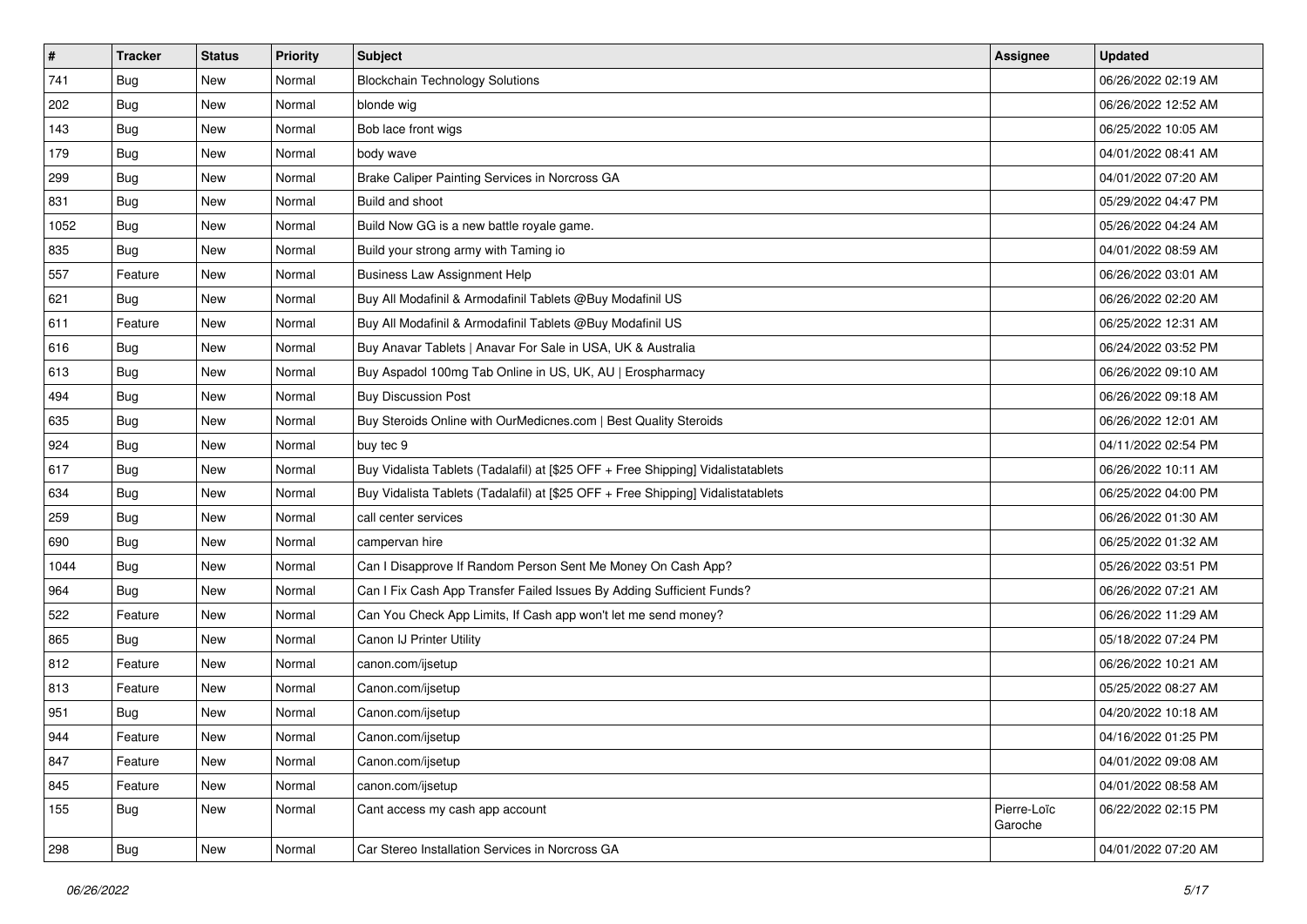| # | Tracker | Status | Priority | Subject | Assignee | Updated |
|---|---|---|---|---|---|---|
| 741 | Bug | New | Normal | Blockchain Technology Solutions | | 06/26/2022 02:19 AM |
| 202 | Bug | New | Normal | blonde wig | | 06/26/2022 12:52 AM |
| 143 | Bug | New | Normal | Bob lace front wigs | | 06/25/2022 10:05 AM |
| 179 | Bug | New | Normal | body wave | | 04/01/2022 08:41 AM |
| 299 | Bug | New | Normal | Brake Caliper Painting Services in Norcross GA | | 04/01/2022 07:20 AM |
| 831 | Bug | New | Normal | Build and shoot | | 05/29/2022 04:47 PM |
| 1052 | Bug | New | Normal | Build Now GG is a new battle royale game. | | 05/26/2022 04:24 AM |
| 835 | Bug | New | Normal | Build your strong army with Taming io | | 04/01/2022 08:59 AM |
| 557 | Feature | New | Normal | Business Law Assignment Help | | 06/26/2022 03:01 AM |
| 621 | Bug | New | Normal | Buy All Modafinil & Armodafinil Tablets @Buy Modafinil US | | 06/26/2022 02:20 AM |
| 611 | Feature | New | Normal | Buy All Modafinil & Armodafinil Tablets @Buy Modafinil US | | 06/25/2022 12:31 AM |
| 616 | Bug | New | Normal | Buy Anavar Tablets \| Anavar For Sale in USA, UK & Australia | | 06/24/2022 03:52 PM |
| 613 | Bug | New | Normal | Buy Aspadol 100mg Tab Online in US, UK, AU \| Erospharmacy | | 06/26/2022 09:10 AM |
| 494 | Bug | New | Normal | Buy Discussion Post | | 06/26/2022 09:18 AM |
| 635 | Bug | New | Normal | Buy Steroids Online with OurMedicnes.com \| Best Quality Steroids | | 06/26/2022 12:01 AM |
| 924 | Bug | New | Normal | buy tec 9 | | 04/11/2022 02:54 PM |
| 617 | Bug | New | Normal | Buy Vidalista Tablets (Tadalafil) at [$25 OFF + Free Shipping] Vidalistatablets | | 06/26/2022 10:11 AM |
| 634 | Bug | New | Normal | Buy Vidalista Tablets (Tadalafil) at [$25 OFF + Free Shipping] Vidalistatablets | | 06/25/2022 04:00 PM |
| 259 | Bug | New | Normal | call center services | | 06/26/2022 01:30 AM |
| 690 | Bug | New | Normal | campervan hire | | 06/25/2022 01:32 AM |
| 1044 | Bug | New | Normal | Can I Disapprove If Random Person Sent Me Money On Cash App? | | 05/26/2022 03:51 PM |
| 964 | Bug | New | Normal | Can I Fix Cash App Transfer Failed Issues By Adding Sufficient Funds? | | 06/26/2022 07:21 AM |
| 522 | Feature | New | Normal | Can You Check App Limits, If Cash app won't let me send money? | | 06/26/2022 11:29 AM |
| 865 | Bug | New | Normal | Canon IJ Printer Utility | | 05/18/2022 07:24 PM |
| 812 | Feature | New | Normal | canon.com/ijsetup | | 06/26/2022 10:21 AM |
| 813 | Feature | New | Normal | Canon.com/ijsetup | | 05/25/2022 08:27 AM |
| 951 | Bug | New | Normal | Canon.com/ijsetup | | 04/20/2022 10:18 AM |
| 944 | Feature | New | Normal | Canon.com/ijsetup | | 04/16/2022 01:25 PM |
| 847 | Feature | New | Normal | Canon.com/ijsetup | | 04/01/2022 09:08 AM |
| 845 | Feature | New | Normal | canon.com/ijsetup | | 04/01/2022 08:58 AM |
| 155 | Bug | New | Normal | Cant access my cash app account | Pierre-Loïc Garoche | 06/22/2022 02:15 PM |
| 298 | Bug | New | Normal | Car Stereo Installation Services in Norcross GA | | 04/01/2022 07:20 AM |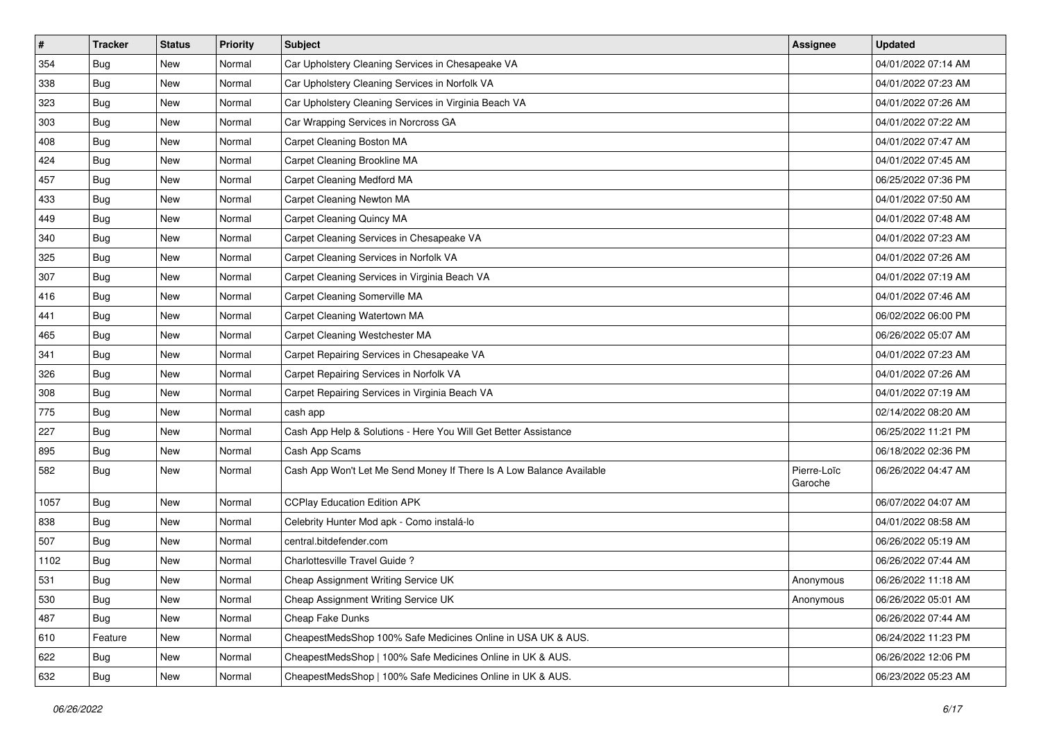| # | Tracker | Status | Priority | Subject | Assignee | Updated |
|---|---|---|---|---|---|---|
| 354 | Bug | New | Normal | Car Upholstery Cleaning Services in Chesapeake VA | | 04/01/2022 07:14 AM |
| 338 | Bug | New | Normal | Car Upholstery Cleaning Services in Norfolk VA | | 04/01/2022 07:23 AM |
| 323 | Bug | New | Normal | Car Upholstery Cleaning Services in Virginia Beach VA | | 04/01/2022 07:26 AM |
| 303 | Bug | New | Normal | Car Wrapping Services in Norcross GA | | 04/01/2022 07:22 AM |
| 408 | Bug | New | Normal | Carpet Cleaning Boston MA | | 04/01/2022 07:47 AM |
| 424 | Bug | New | Normal | Carpet Cleaning Brookline MA | | 04/01/2022 07:45 AM |
| 457 | Bug | New | Normal | Carpet Cleaning Medford MA | | 06/25/2022 07:36 PM |
| 433 | Bug | New | Normal | Carpet Cleaning Newton MA | | 04/01/2022 07:50 AM |
| 449 | Bug | New | Normal | Carpet Cleaning Quincy MA | | 04/01/2022 07:48 AM |
| 340 | Bug | New | Normal | Carpet Cleaning Services in Chesapeake VA | | 04/01/2022 07:23 AM |
| 325 | Bug | New | Normal | Carpet Cleaning Services in Norfolk VA | | 04/01/2022 07:26 AM |
| 307 | Bug | New | Normal | Carpet Cleaning Services in Virginia Beach VA | | 04/01/2022 07:19 AM |
| 416 | Bug | New | Normal | Carpet Cleaning Somerville MA | | 04/01/2022 07:46 AM |
| 441 | Bug | New | Normal | Carpet Cleaning Watertown MA | | 06/02/2022 06:00 PM |
| 465 | Bug | New | Normal | Carpet Cleaning Westchester MA | | 06/26/2022 05:07 AM |
| 341 | Bug | New | Normal | Carpet Repairing Services in Chesapeake VA | | 04/01/2022 07:23 AM |
| 326 | Bug | New | Normal | Carpet Repairing Services in Norfolk VA | | 04/01/2022 07:26 AM |
| 308 | Bug | New | Normal | Carpet Repairing Services in Virginia Beach VA | | 04/01/2022 07:19 AM |
| 775 | Bug | New | Normal | cash app | | 02/14/2022 08:20 AM |
| 227 | Bug | New | Normal | Cash App Help & Solutions - Here You Will Get Better Assistance | | 06/25/2022 11:21 PM |
| 895 | Bug | New | Normal | Cash App Scams | | 06/18/2022 02:36 PM |
| 582 | Bug | New | Normal | Cash App Won't Let Me Send Money If There Is A Low Balance Available | Pierre-Loïc Garoche | 06/26/2022 04:47 AM |
| 1057 | Bug | New | Normal | CCPlay Education Edition APK | | 06/07/2022 04:07 AM |
| 838 | Bug | New | Normal | Celebrity Hunter Mod apk - Como instalá-lo | | 04/01/2022 08:58 AM |
| 507 | Bug | New | Normal | central.bitdefender.com | | 06/26/2022 05:19 AM |
| 1102 | Bug | New | Normal | Charlottesville Travel Guide ? | | 06/26/2022 07:44 AM |
| 531 | Bug | New | Normal | Cheap Assignment Writing Service UK | Anonymous | 06/26/2022 11:18 AM |
| 530 | Bug | New | Normal | Cheap Assignment Writing Service UK | Anonymous | 06/26/2022 05:01 AM |
| 487 | Bug | New | Normal | Cheap Fake Dunks | | 06/26/2022 07:44 AM |
| 610 | Feature | New | Normal | CheapestMedsShop 100% Safe Medicines Online in USA UK & AUS. | | 06/24/2022 11:23 PM |
| 622 | Bug | New | Normal | CheapestMedsShop \| 100% Safe Medicines Online in UK & AUS. | | 06/26/2022 12:06 PM |
| 632 | Bug | New | Normal | CheapestMedsShop \| 100% Safe Medicines Online in UK & AUS. | | 06/23/2022 05:23 AM |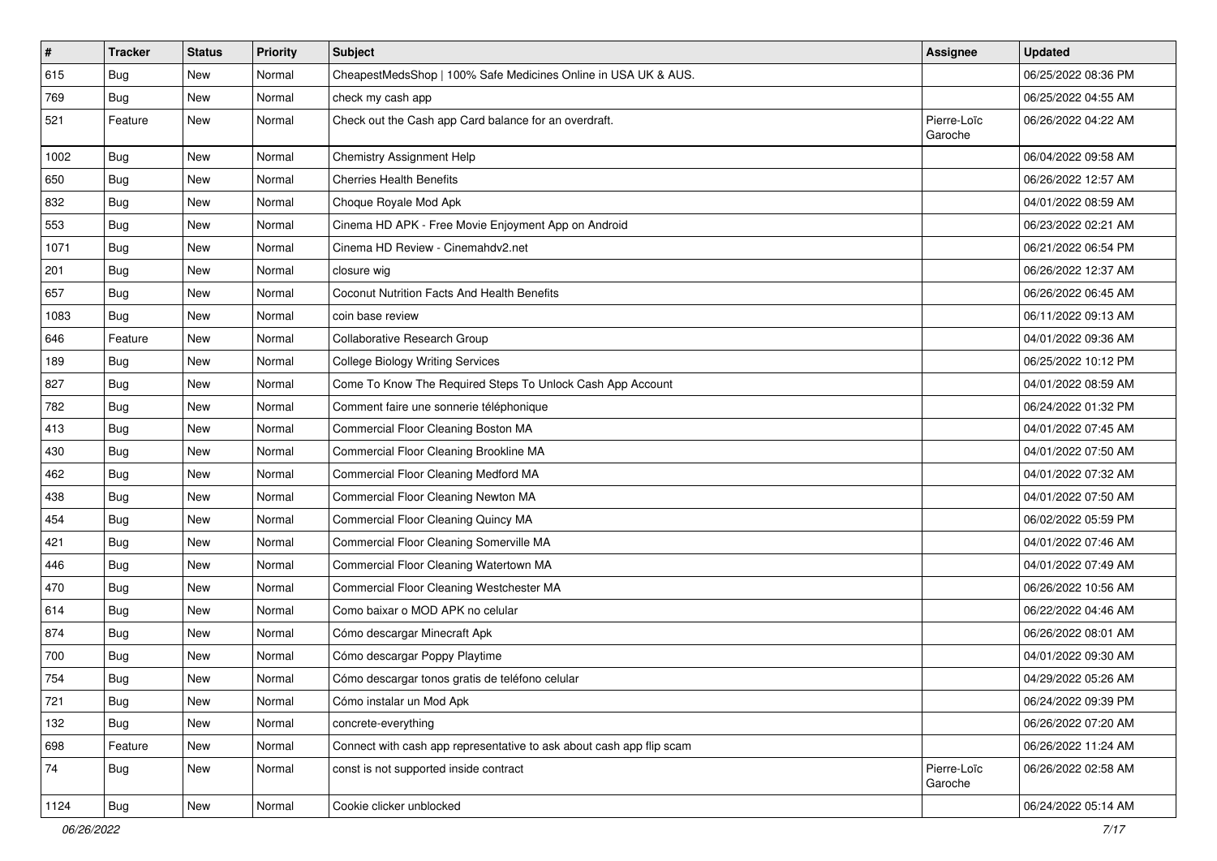| # | Tracker | Status | Priority | Subject | Assignee | Updated |
|---|---|---|---|---|---|---|
| 615 | Bug | New | Normal | CheapestMedsShop \| 100% Safe Medicines Online in USA UK & AUS. | | 06/25/2022 08:36 PM |
| 769 | Bug | New | Normal | check my cash app | | 06/25/2022 04:55 AM |
| 521 | Feature | New | Normal | Check out the Cash app Card balance for an overdraft. | Pierre-Loïc Garoche | 06/26/2022 04:22 AM |
| 1002 | Bug | New | Normal | Chemistry Assignment Help | | 06/04/2022 09:58 AM |
| 650 | Bug | New | Normal | Cherries Health Benefits | | 06/26/2022 12:57 AM |
| 832 | Bug | New | Normal | Choque Royale Mod Apk | | 04/01/2022 08:59 AM |
| 553 | Bug | New | Normal | Cinema HD APK - Free Movie Enjoyment App on Android | | 06/23/2022 02:21 AM |
| 1071 | Bug | New | Normal | Cinema HD Review - Cinemahdv2.net | | 06/21/2022 06:54 PM |
| 201 | Bug | New | Normal | closure wig | | 06/26/2022 12:37 AM |
| 657 | Bug | New | Normal | Coconut Nutrition Facts And Health Benefits | | 06/26/2022 06:45 AM |
| 1083 | Bug | New | Normal | coin base review | | 06/11/2022 09:13 AM |
| 646 | Feature | New | Normal | Collaborative Research Group | | 04/01/2022 09:36 AM |
| 189 | Bug | New | Normal | College Biology Writing Services | | 06/25/2022 10:12 PM |
| 827 | Bug | New | Normal | Come To Know The Required Steps To Unlock Cash App Account | | 04/01/2022 08:59 AM |
| 782 | Bug | New | Normal | Comment faire une sonnerie téléphonique | | 06/24/2022 01:32 PM |
| 413 | Bug | New | Normal | Commercial Floor Cleaning Boston MA | | 04/01/2022 07:45 AM |
| 430 | Bug | New | Normal | Commercial Floor Cleaning Brookline MA | | 04/01/2022 07:50 AM |
| 462 | Bug | New | Normal | Commercial Floor Cleaning Medford MA | | 04/01/2022 07:32 AM |
| 438 | Bug | New | Normal | Commercial Floor Cleaning Newton MA | | 04/01/2022 07:50 AM |
| 454 | Bug | New | Normal | Commercial Floor Cleaning Quincy MA | | 06/02/2022 05:59 PM |
| 421 | Bug | New | Normal | Commercial Floor Cleaning Somerville MA | | 04/01/2022 07:46 AM |
| 446 | Bug | New | Normal | Commercial Floor Cleaning Watertown MA | | 04/01/2022 07:49 AM |
| 470 | Bug | New | Normal | Commercial Floor Cleaning Westchester MA | | 06/26/2022 10:56 AM |
| 614 | Bug | New | Normal | Como baixar o MOD APK no celular | | 06/22/2022 04:46 AM |
| 874 | Bug | New | Normal | Cómo descargar Minecraft Apk | | 06/26/2022 08:01 AM |
| 700 | Bug | New | Normal | Cómo descargar Poppy Playtime | | 04/01/2022 09:30 AM |
| 754 | Bug | New | Normal | Cómo descargar tonos gratis de teléfono celular | | 04/29/2022 05:26 AM |
| 721 | Bug | New | Normal | Cómo instalar un Mod Apk | | 06/24/2022 09:39 PM |
| 132 | Bug | New | Normal | concrete-everything | | 06/26/2022 07:20 AM |
| 698 | Feature | New | Normal | Connect with cash app representative to ask about cash app flip scam | | 06/26/2022 11:24 AM |
| 74 | Bug | New | Normal | const is not supported inside contract | Pierre-Loïc Garoche | 06/26/2022 02:58 AM |
| 1124 | Bug | New | Normal | Cookie clicker unblocked | | 06/24/2022 05:14 AM |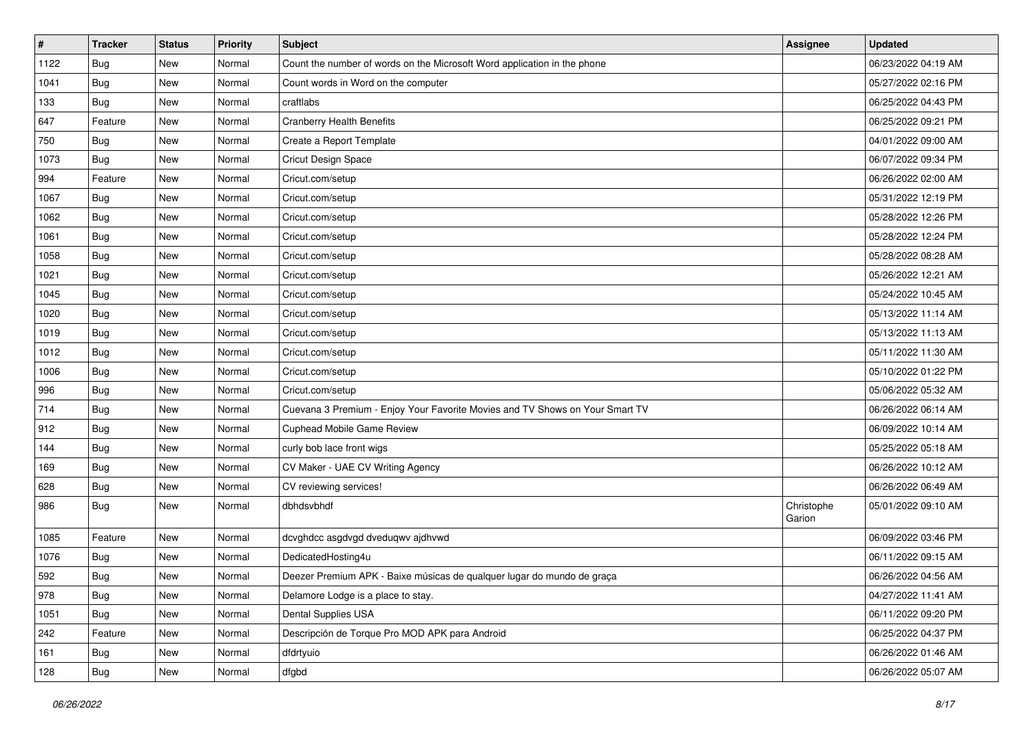| # | Tracker | Status | Priority | Subject | Assignee | Updated |
|---|---|---|---|---|---|---|
| 1122 | Bug | New | Normal | Count the number of words on the Microsoft Word application in the phone | | 06/23/2022 04:19 AM |
| 1041 | Bug | New | Normal | Count words in Word on the computer | | 05/27/2022 02:16 PM |
| 133 | Bug | New | Normal | craftlabs | | 06/25/2022 04:43 PM |
| 647 | Feature | New | Normal | Cranberry Health Benefits | | 06/25/2022 09:21 PM |
| 750 | Bug | New | Normal | Create a Report Template | | 04/01/2022 09:00 AM |
| 1073 | Bug | New | Normal | Cricut Design Space | | 06/07/2022 09:34 PM |
| 994 | Feature | New | Normal | Cricut.com/setup | | 06/26/2022 02:00 AM |
| 1067 | Bug | New | Normal | Cricut.com/setup | | 05/31/2022 12:19 PM |
| 1062 | Bug | New | Normal | Cricut.com/setup | | 05/28/2022 12:26 PM |
| 1061 | Bug | New | Normal | Cricut.com/setup | | 05/28/2022 12:24 PM |
| 1058 | Bug | New | Normal | Cricut.com/setup | | 05/28/2022 08:28 AM |
| 1021 | Bug | New | Normal | Cricut.com/setup | | 05/26/2022 12:21 AM |
| 1045 | Bug | New | Normal | Cricut.com/setup | | 05/24/2022 10:45 AM |
| 1020 | Bug | New | Normal | Cricut.com/setup | | 05/13/2022 11:14 AM |
| 1019 | Bug | New | Normal | Cricut.com/setup | | 05/13/2022 11:13 AM |
| 1012 | Bug | New | Normal | Cricut.com/setup | | 05/11/2022 11:30 AM |
| 1006 | Bug | New | Normal | Cricut.com/setup | | 05/10/2022 01:22 PM |
| 996 | Bug | New | Normal | Cricut.com/setup | | 05/06/2022 05:32 AM |
| 714 | Bug | New | Normal | Cuevana 3 Premium - Enjoy Your Favorite Movies and TV Shows on Your Smart TV | | 06/26/2022 06:14 AM |
| 912 | Bug | New | Normal | Cuphead Mobile Game Review | | 06/09/2022 10:14 AM |
| 144 | Bug | New | Normal | curly bob lace front wigs | | 05/25/2022 05:18 AM |
| 169 | Bug | New | Normal | CV Maker - UAE CV Writing Agency | | 06/26/2022 10:12 AM |
| 628 | Bug | New | Normal | CV reviewing services! | | 06/26/2022 06:49 AM |
| 986 | Bug | New | Normal | dbhdsvbhdf | Christophe Garion | 05/01/2022 09:10 AM |
| 1085 | Feature | New | Normal | dcvghdcc asgdvgd dveduqwv ajdhvwd | | 06/09/2022 03:46 PM |
| 1076 | Bug | New | Normal | DedicatedHosting4u | | 06/11/2022 09:15 AM |
| 592 | Bug | New | Normal | Deezer Premium APK - Baixe músicas de qualquer lugar do mundo de graça | | 06/26/2022 04:56 AM |
| 978 | Bug | New | Normal | Delamore Lodge is a place to stay. | | 04/27/2022 11:41 AM |
| 1051 | Bug | New | Normal | Dental Supplies USA | | 06/11/2022 09:20 PM |
| 242 | Feature | New | Normal | Descripción de Torque Pro MOD APK para Android | | 06/25/2022 04:37 PM |
| 161 | Bug | New | Normal | dfdrtyuio | | 06/26/2022 01:46 AM |
| 128 | Bug | New | Normal | dfgbd | | 06/26/2022 05:07 AM |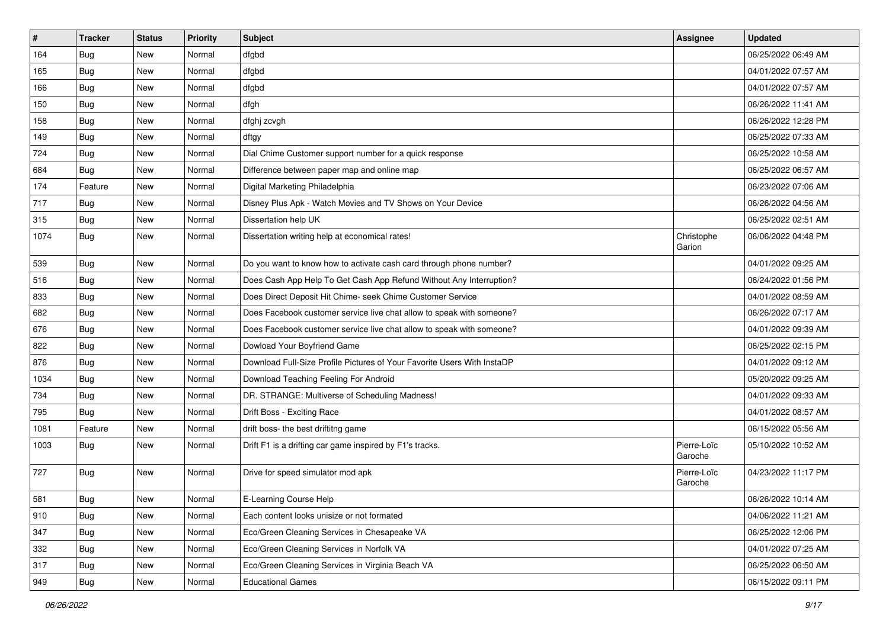| # | Tracker | Status | Priority | Subject | Assignee | Updated |
| --- | --- | --- | --- | --- | --- | --- |
| 164 | Bug | New | Normal | dfgbd | | 06/25/2022 06:49 AM |
| 165 | Bug | New | Normal | dfgbd | | 04/01/2022 07:57 AM |
| 166 | Bug | New | Normal | dfgbd | | 04/01/2022 07:57 AM |
| 150 | Bug | New | Normal | dfgh | | 06/26/2022 11:41 AM |
| 158 | Bug | New | Normal | dfghj zcvgh | | 06/26/2022 12:28 PM |
| 149 | Bug | New | Normal | dftgy | | 06/25/2022 07:33 AM |
| 724 | Bug | New | Normal | Dial Chime Customer support number for a quick response | | 06/25/2022 10:58 AM |
| 684 | Bug | New | Normal | Difference between paper map and online map | | 06/25/2022 06:57 AM |
| 174 | Feature | New | Normal | Digital Marketing Philadelphia | | 06/23/2022 07:06 AM |
| 717 | Bug | New | Normal | Disney Plus Apk - Watch Movies and TV Shows on Your Device | | 06/26/2022 04:56 AM |
| 315 | Bug | New | Normal | Dissertation help UK | | 06/25/2022 02:51 AM |
| 1074 | Bug | New | Normal | Dissertation writing help at economical rates! | Christophe Garion | 06/06/2022 04:48 PM |
| 539 | Bug | New | Normal | Do you want to know how to activate cash card through phone number? | | 04/01/2022 09:25 AM |
| 516 | Bug | New | Normal | Does Cash App Help To Get Cash App Refund Without Any Interruption? | | 06/24/2022 01:56 PM |
| 833 | Bug | New | Normal | Does Direct Deposit Hit Chime- seek Chime Customer Service | | 04/01/2022 08:59 AM |
| 682 | Bug | New | Normal | Does Facebook customer service live chat allow to speak with someone? | | 06/26/2022 07:17 AM |
| 676 | Bug | New | Normal | Does Facebook customer service live chat allow to speak with someone? | | 04/01/2022 09:39 AM |
| 822 | Bug | New | Normal | Dowload Your Boyfriend Game | | 06/25/2022 02:15 PM |
| 876 | Bug | New | Normal | Download Full-Size Profile Pictures of Your Favorite Users With InstaDP | | 04/01/2022 09:12 AM |
| 1034 | Bug | New | Normal | Download Teaching Feeling For Android | | 05/20/2022 09:25 AM |
| 734 | Bug | New | Normal | DR. STRANGE: Multiverse of Scheduling Madness! | | 04/01/2022 09:33 AM |
| 795 | Bug | New | Normal | Drift Boss - Exciting Race | | 04/01/2022 08:57 AM |
| 1081 | Feature | New | Normal | drift boss- the best driftitng game | | 06/15/2022 05:56 AM |
| 1003 | Bug | New | Normal | Drift F1 is a drifting car game inspired by F1's tracks. | Pierre-Loïc Garoche | 05/10/2022 10:52 AM |
| 727 | Bug | New | Normal | Drive for speed simulator mod apk | Pierre-Loïc Garoche | 04/23/2022 11:17 PM |
| 581 | Bug | New | Normal | E-Learning Course Help | | 06/26/2022 10:14 AM |
| 910 | Bug | New | Normal | Each content looks unisize or not formated | | 04/06/2022 11:21 AM |
| 347 | Bug | New | Normal | Eco/Green Cleaning Services in Chesapeake VA | | 06/25/2022 12:06 PM |
| 332 | Bug | New | Normal | Eco/Green Cleaning Services in Norfolk VA | | 04/01/2022 07:25 AM |
| 317 | Bug | New | Normal | Eco/Green Cleaning Services in Virginia Beach VA | | 06/25/2022 06:50 AM |
| 949 | Bug | New | Normal | Educational Games | | 06/15/2022 09:11 PM |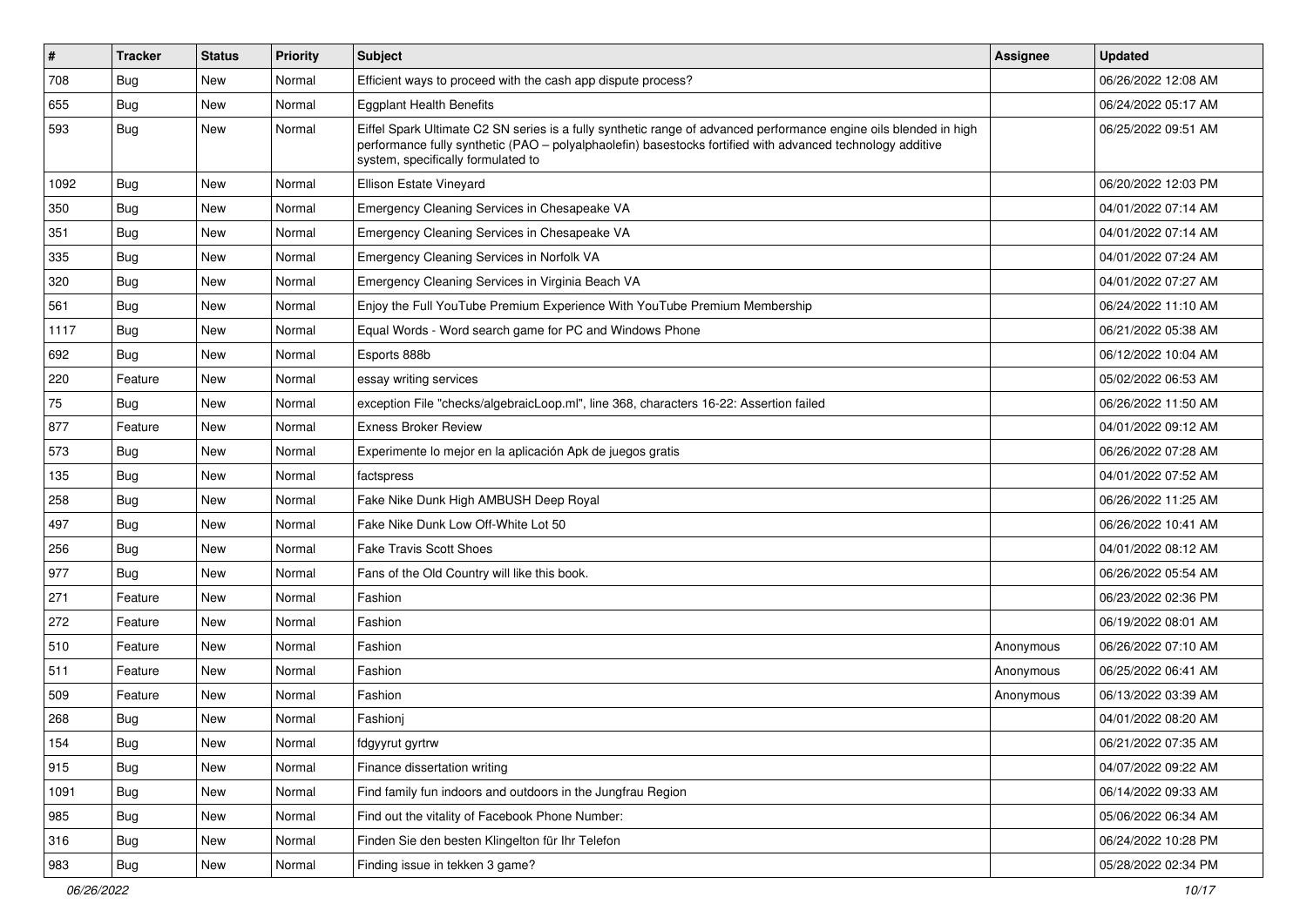| # | Tracker | Status | Priority | Subject | Assignee | Updated |
|---|---|---|---|---|---|---|
| 708 | Bug | New | Normal | Efficient ways to proceed with the cash app dispute process? | | 06/26/2022 12:08 AM |
| 655 | Bug | New | Normal | Eggplant Health Benefits | | 06/24/2022 05:17 AM |
| 593 | Bug | New | Normal | Eiffel Spark Ultimate C2 SN series is a fully synthetic range of advanced performance engine oils blended in high performance fully synthetic (PAO – polyalphaolefin) basestocks fortified with advanced technology additive system, specifically formulated to | | 06/25/2022 09:51 AM |
| 1092 | Bug | New | Normal | Ellison Estate Vineyard | | 06/20/2022 12:03 PM |
| 350 | Bug | New | Normal | Emergency Cleaning Services in Chesapeake VA | | 04/01/2022 07:14 AM |
| 351 | Bug | New | Normal | Emergency Cleaning Services in Chesapeake VA | | 04/01/2022 07:14 AM |
| 335 | Bug | New | Normal | Emergency Cleaning Services in Norfolk VA | | 04/01/2022 07:24 AM |
| 320 | Bug | New | Normal | Emergency Cleaning Services in Virginia Beach VA | | 04/01/2022 07:27 AM |
| 561 | Bug | New | Normal | Enjoy the Full YouTube Premium Experience With YouTube Premium Membership | | 06/24/2022 11:10 AM |
| 1117 | Bug | New | Normal | Equal Words - Word search game for PC and Windows Phone | | 06/21/2022 05:38 AM |
| 692 | Bug | New | Normal | Esports 888b | | 06/12/2022 10:04 AM |
| 220 | Feature | New | Normal | essay writing services | | 05/02/2022 06:53 AM |
| 75 | Bug | New | Normal | exception File "checks/algebraicLoop.ml", line 368, characters 16-22: Assertion failed | | 06/26/2022 11:50 AM |
| 877 | Feature | New | Normal | Exness Broker Review | | 04/01/2022 09:12 AM |
| 573 | Bug | New | Normal | Experimente lo mejor en la aplicación Apk de juegos gratis | | 06/26/2022 07:28 AM |
| 135 | Bug | New | Normal | factspress | | 04/01/2022 07:52 AM |
| 258 | Bug | New | Normal | Fake Nike Dunk High AMBUSH Deep Royal | | 06/26/2022 11:25 AM |
| 497 | Bug | New | Normal | Fake Nike Dunk Low Off-White Lot 50 | | 06/26/2022 10:41 AM |
| 256 | Bug | New | Normal | Fake Travis Scott Shoes | | 04/01/2022 08:12 AM |
| 977 | Bug | New | Normal | Fans of the Old Country will like this book. | | 06/26/2022 05:54 AM |
| 271 | Feature | New | Normal | Fashion | | 06/23/2022 02:36 PM |
| 272 | Feature | New | Normal | Fashion | | 06/19/2022 08:01 AM |
| 510 | Feature | New | Normal | Fashion | Anonymous | 06/26/2022 07:10 AM |
| 511 | Feature | New | Normal | Fashion | Anonymous | 06/25/2022 06:41 AM |
| 509 | Feature | New | Normal | Fashion | Anonymous | 06/13/2022 03:39 AM |
| 268 | Bug | New | Normal | Fashionj | | 04/01/2022 08:20 AM |
| 154 | Bug | New | Normal | fdgyyrut gyrtrw | | 06/21/2022 07:35 AM |
| 915 | Bug | New | Normal | Finance dissertation writing | | 04/07/2022 09:22 AM |
| 1091 | Bug | New | Normal | Find family fun indoors and outdoors in the Jungfrau Region | | 06/14/2022 09:33 AM |
| 985 | Bug | New | Normal | Find out the vitality of Facebook Phone Number: | | 05/06/2022 06:34 AM |
| 316 | Bug | New | Normal | Finden Sie den besten Klingelton für Ihr Telefon | | 06/24/2022 10:28 PM |
| 983 | Bug | New | Normal | Finding issue in tekken 3 game? | | 05/28/2022 02:34 PM |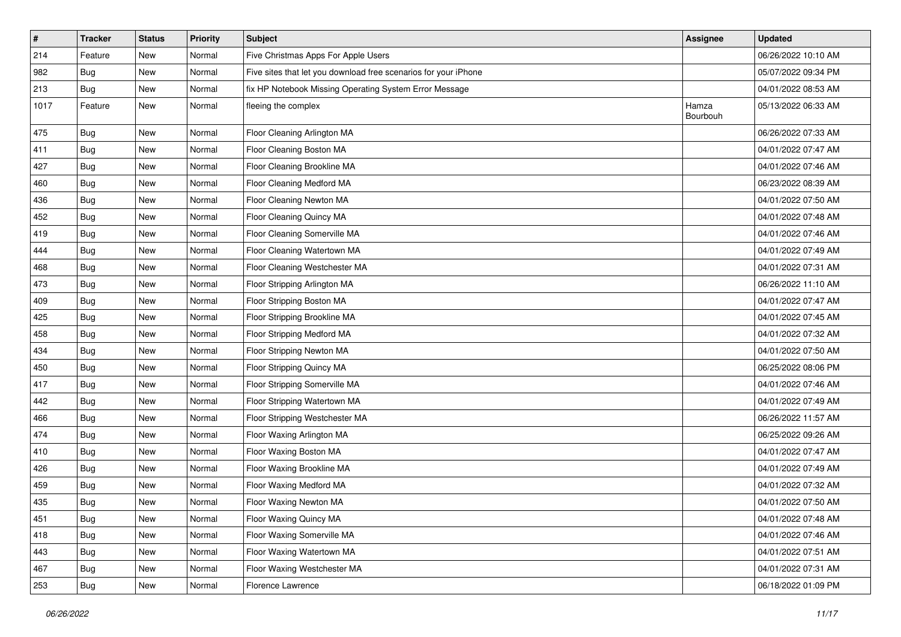| # | Tracker | Status | Priority | Subject | Assignee | Updated |
|---|---|---|---|---|---|---|
| 214 | Feature | New | Normal | Five Christmas Apps For Apple Users | | 06/26/2022 10:10 AM |
| 982 | Bug | New | Normal | Five sites that let you download free scenarios for your iPhone | | 05/07/2022 09:34 PM |
| 213 | Bug | New | Normal | fix HP Notebook Missing Operating System Error Message | | 04/01/2022 08:53 AM |
| 1017 | Feature | New | Normal | fleeing the complex | Hamza Bourbouh | 05/13/2022 06:33 AM |
| 475 | Bug | New | Normal | Floor Cleaning Arlington MA | | 06/26/2022 07:33 AM |
| 411 | Bug | New | Normal | Floor Cleaning Boston MA | | 04/01/2022 07:47 AM |
| 427 | Bug | New | Normal | Floor Cleaning Brookline MA | | 04/01/2022 07:46 AM |
| 460 | Bug | New | Normal | Floor Cleaning Medford MA | | 06/23/2022 08:39 AM |
| 436 | Bug | New | Normal | Floor Cleaning Newton MA | | 04/01/2022 07:50 AM |
| 452 | Bug | New | Normal | Floor Cleaning Quincy MA | | 04/01/2022 07:48 AM |
| 419 | Bug | New | Normal | Floor Cleaning Somerville MA | | 04/01/2022 07:46 AM |
| 444 | Bug | New | Normal | Floor Cleaning Watertown MA | | 04/01/2022 07:49 AM |
| 468 | Bug | New | Normal | Floor Cleaning Westchester MA | | 04/01/2022 07:31 AM |
| 473 | Bug | New | Normal | Floor Stripping Arlington MA | | 06/26/2022 11:10 AM |
| 409 | Bug | New | Normal | Floor Stripping Boston MA | | 04/01/2022 07:47 AM |
| 425 | Bug | New | Normal | Floor Stripping Brookline MA | | 04/01/2022 07:45 AM |
| 458 | Bug | New | Normal | Floor Stripping Medford MA | | 04/01/2022 07:32 AM |
| 434 | Bug | New | Normal | Floor Stripping Newton MA | | 04/01/2022 07:50 AM |
| 450 | Bug | New | Normal | Floor Stripping Quincy MA | | 06/25/2022 08:06 PM |
| 417 | Bug | New | Normal | Floor Stripping Somerville MA | | 04/01/2022 07:46 AM |
| 442 | Bug | New | Normal | Floor Stripping Watertown MA | | 04/01/2022 07:49 AM |
| 466 | Bug | New | Normal | Floor Stripping Westchester MA | | 06/26/2022 11:57 AM |
| 474 | Bug | New | Normal | Floor Waxing Arlington MA | | 06/25/2022 09:26 AM |
| 410 | Bug | New | Normal | Floor Waxing Boston MA | | 04/01/2022 07:47 AM |
| 426 | Bug | New | Normal | Floor Waxing Brookline MA | | 04/01/2022 07:49 AM |
| 459 | Bug | New | Normal | Floor Waxing Medford MA | | 04/01/2022 07:32 AM |
| 435 | Bug | New | Normal | Floor Waxing Newton MA | | 04/01/2022 07:50 AM |
| 451 | Bug | New | Normal | Floor Waxing Quincy MA | | 04/01/2022 07:48 AM |
| 418 | Bug | New | Normal | Floor Waxing Somerville MA | | 04/01/2022 07:46 AM |
| 443 | Bug | New | Normal | Floor Waxing Watertown MA | | 04/01/2022 07:51 AM |
| 467 | Bug | New | Normal | Floor Waxing Westchester MA | | 04/01/2022 07:31 AM |
| 253 | Bug | New | Normal | Florence Lawrence | | 06/18/2022 01:09 PM |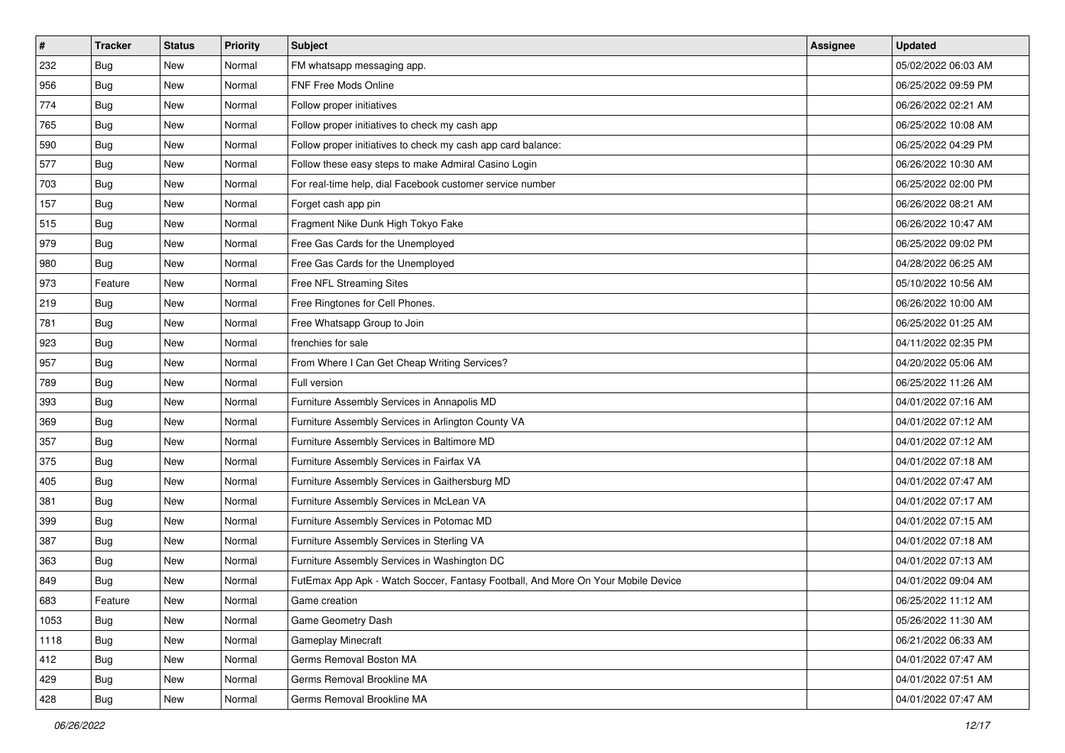| # | Tracker | Status | Priority | Subject | Assignee | Updated |
|---|---|---|---|---|---|---|
| 232 | Bug | New | Normal | FM whatsapp messaging app. | | 05/02/2022 06:03 AM |
| 956 | Bug | New | Normal | FNF Free Mods Online | | 06/25/2022 09:59 PM |
| 774 | Bug | New | Normal | Follow proper initiatives | | 06/26/2022 02:21 AM |
| 765 | Bug | New | Normal | Follow proper initiatives to check my cash app | | 06/25/2022 10:08 AM |
| 590 | Bug | New | Normal | Follow proper initiatives to check my cash app card balance: | | 06/25/2022 04:29 PM |
| 577 | Bug | New | Normal | Follow these easy steps to make Admiral Casino Login | | 06/26/2022 10:30 AM |
| 703 | Bug | New | Normal | For real-time help, dial Facebook customer service number | | 06/25/2022 02:00 PM |
| 157 | Bug | New | Normal | Forget cash app pin | | 06/26/2022 08:21 AM |
| 515 | Bug | New | Normal | Fragment Nike Dunk High Tokyo Fake | | 06/26/2022 10:47 AM |
| 979 | Bug | New | Normal | Free Gas Cards for the Unemployed | | 06/25/2022 09:02 PM |
| 980 | Bug | New | Normal | Free Gas Cards for the Unemployed | | 04/28/2022 06:25 AM |
| 973 | Feature | New | Normal | Free NFL Streaming Sites | | 05/10/2022 10:56 AM |
| 219 | Bug | New | Normal | Free Ringtones for Cell Phones. | | 06/26/2022 10:00 AM |
| 781 | Bug | New | Normal | Free Whatsapp Group to Join | | 06/25/2022 01:25 AM |
| 923 | Bug | New | Normal | frenchies for sale | | 04/11/2022 02:35 PM |
| 957 | Bug | New | Normal | From Where I Can Get Cheap Writing Services? | | 04/20/2022 05:06 AM |
| 789 | Bug | New | Normal | Full version | | 06/25/2022 11:26 AM |
| 393 | Bug | New | Normal | Furniture Assembly Services in Annapolis MD | | 04/01/2022 07:16 AM |
| 369 | Bug | New | Normal | Furniture Assembly Services in Arlington County VA | | 04/01/2022 07:12 AM |
| 357 | Bug | New | Normal | Furniture Assembly Services in Baltimore MD | | 04/01/2022 07:12 AM |
| 375 | Bug | New | Normal | Furniture Assembly Services in Fairfax VA | | 04/01/2022 07:18 AM |
| 405 | Bug | New | Normal | Furniture Assembly Services in Gaithersburg MD | | 04/01/2022 07:47 AM |
| 381 | Bug | New | Normal | Furniture Assembly Services in McLean VA | | 04/01/2022 07:17 AM |
| 399 | Bug | New | Normal | Furniture Assembly Services in Potomac MD | | 04/01/2022 07:15 AM |
| 387 | Bug | New | Normal | Furniture Assembly Services in Sterling VA | | 04/01/2022 07:18 AM |
| 363 | Bug | New | Normal | Furniture Assembly Services in Washington DC | | 04/01/2022 07:13 AM |
| 849 | Bug | New | Normal | FutEmax App Apk - Watch Soccer, Fantasy Football, And More On Your Mobile Device | | 04/01/2022 09:04 AM |
| 683 | Feature | New | Normal | Game creation | | 06/25/2022 11:12 AM |
| 1053 | Bug | New | Normal | Game Geometry Dash | | 05/26/2022 11:30 AM |
| 1118 | Bug | New | Normal | Gameplay Minecraft | | 06/21/2022 06:33 AM |
| 412 | Bug | New | Normal | Germs Removal Boston MA | | 04/01/2022 07:47 AM |
| 429 | Bug | New | Normal | Germs Removal Brookline MA | | 04/01/2022 07:51 AM |
| 428 | Bug | New | Normal | Germs Removal Brookline MA | | 04/01/2022 07:47 AM |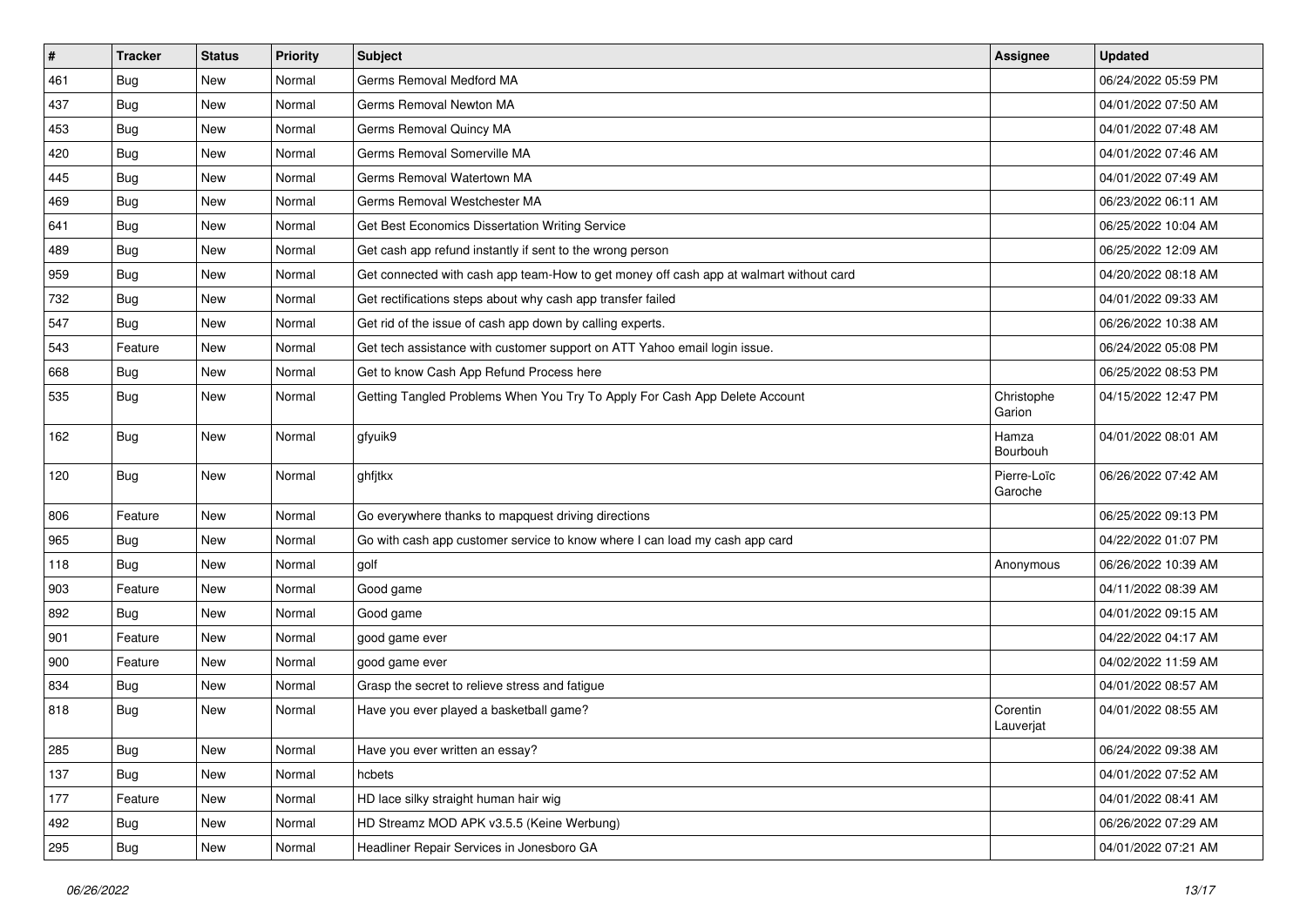| # | Tracker | Status | Priority | Subject | Assignee | Updated |
|---|---|---|---|---|---|---|
| 461 | Bug | New | Normal | Germs Removal Medford MA | | 06/24/2022 05:59 PM |
| 437 | Bug | New | Normal | Germs Removal Newton MA | | 04/01/2022 07:50 AM |
| 453 | Bug | New | Normal | Germs Removal Quincy MA | | 04/01/2022 07:48 AM |
| 420 | Bug | New | Normal | Germs Removal Somerville MA | | 04/01/2022 07:46 AM |
| 445 | Bug | New | Normal | Germs Removal Watertown MA | | 04/01/2022 07:49 AM |
| 469 | Bug | New | Normal | Germs Removal Westchester MA | | 06/23/2022 06:11 AM |
| 641 | Bug | New | Normal | Get Best Economics Dissertation Writing Service | | 06/25/2022 10:04 AM |
| 489 | Bug | New | Normal | Get cash app refund instantly if sent to the wrong person | | 06/25/2022 12:09 AM |
| 959 | Bug | New | Normal | Get connected with cash app team-How to get money off cash app at walmart without card | | 04/20/2022 08:18 AM |
| 732 | Bug | New | Normal | Get rectifications steps about why cash app transfer failed | | 04/01/2022 09:33 AM |
| 547 | Bug | New | Normal | Get rid of the issue of cash app down by calling experts. | | 06/26/2022 10:38 AM |
| 543 | Feature | New | Normal | Get tech assistance with customer support on ATT Yahoo email login issue. | | 06/24/2022 05:08 PM |
| 668 | Bug | New | Normal | Get to know Cash App Refund Process here | | 06/25/2022 08:53 PM |
| 535 | Bug | New | Normal | Getting Tangled Problems When You Try To Apply For Cash App Delete Account | Christophe Garion | 04/15/2022 12:47 PM |
| 162 | Bug | New | Normal | gfyuik9 | Hamza Bourbouh | 04/01/2022 08:01 AM |
| 120 | Bug | New | Normal | ghfjtkx | Pierre-Loïc Garoche | 06/26/2022 07:42 AM |
| 806 | Feature | New | Normal | Go everywhere thanks to mapquest driving directions | | 06/25/2022 09:13 PM |
| 965 | Bug | New | Normal | Go with cash app customer service to know where I can load my cash app card | | 04/22/2022 01:07 PM |
| 118 | Bug | New | Normal | golf | Anonymous | 06/26/2022 10:39 AM |
| 903 | Feature | New | Normal | Good game | | 04/11/2022 08:39 AM |
| 892 | Bug | New | Normal | Good game | | 04/01/2022 09:15 AM |
| 901 | Feature | New | Normal | good game ever | | 04/22/2022 04:17 AM |
| 900 | Feature | New | Normal | good game ever | | 04/02/2022 11:59 AM |
| 834 | Bug | New | Normal | Grasp the secret to relieve stress and fatigue | | 04/01/2022 08:57 AM |
| 818 | Bug | New | Normal | Have you ever played a basketball game? | Corentin Lauverjat | 04/01/2022 08:55 AM |
| 285 | Bug | New | Normal | Have you ever written an essay? | | 06/24/2022 09:38 AM |
| 137 | Bug | New | Normal | hcbets | | 04/01/2022 07:52 AM |
| 177 | Feature | New | Normal | HD lace silky straight human hair wig | | 04/01/2022 08:41 AM |
| 492 | Bug | New | Normal | HD Streamz MOD APK v3.5.5 (Keine Werbung) | | 06/26/2022 07:29 AM |
| 295 | Bug | New | Normal | Headliner Repair Services in Jonesboro GA | | 04/01/2022 07:21 AM |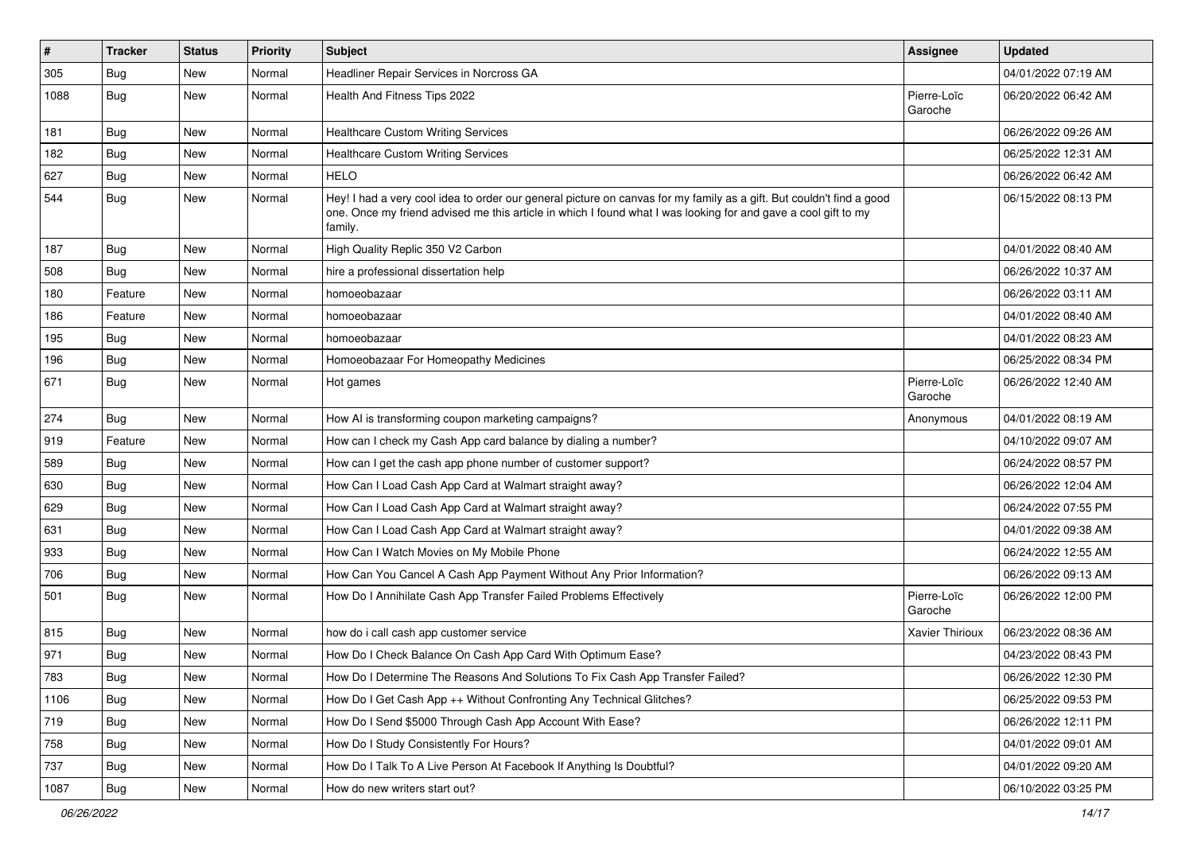| # | Tracker | Status | Priority | Subject | Assignee | Updated |
|---|---|---|---|---|---|---|
| 305 | Bug | New | Normal | Headliner Repair Services in Norcross GA | | 04/01/2022 07:19 AM |
| 1088 | Bug | New | Normal | Health And Fitness Tips 2022 | Pierre-Loïc Garoche | 06/20/2022 06:42 AM |
| 181 | Bug | New | Normal | Healthcare Custom Writing Services | | 06/26/2022 09:26 AM |
| 182 | Bug | New | Normal | Healthcare Custom Writing Services | | 06/25/2022 12:31 AM |
| 627 | Bug | New | Normal | HELO | | 06/26/2022 06:42 AM |
| 544 | Bug | New | Normal | Hey! I had a very cool idea to order our general picture on canvas for my family as a gift. But couldn't find a good one. Once my friend advised me this article in which I found what I was looking for and gave a cool gift to my family. | | 06/15/2022 08:13 PM |
| 187 | Bug | New | Normal | High Quality Replic 350 V2 Carbon | | 04/01/2022 08:40 AM |
| 508 | Bug | New | Normal | hire a professional dissertation help | | 06/26/2022 10:37 AM |
| 180 | Feature | New | Normal | homoeobazaar | | 06/26/2022 03:11 AM |
| 186 | Feature | New | Normal | homoeobazaar | | 04/01/2022 08:40 AM |
| 195 | Bug | New | Normal | homoeobazaar | | 04/01/2022 08:23 AM |
| 196 | Bug | New | Normal | Homoeobazaar For Homeopathy Medicines | | 06/25/2022 08:34 PM |
| 671 | Bug | New | Normal | Hot games | Pierre-Loïc Garoche | 06/26/2022 12:40 AM |
| 274 | Bug | New | Normal | How AI is transforming coupon marketing campaigns? | Anonymous | 04/01/2022 08:19 AM |
| 919 | Feature | New | Normal | How can I check my Cash App card balance by dialing a number? | | 04/10/2022 09:07 AM |
| 589 | Bug | New | Normal | How can I get the cash app phone number of customer support? | | 06/24/2022 08:57 PM |
| 630 | Bug | New | Normal | How Can I Load Cash App Card at Walmart straight away? | | 06/26/2022 12:04 AM |
| 629 | Bug | New | Normal | How Can I Load Cash App Card at Walmart straight away? | | 06/24/2022 07:55 PM |
| 631 | Bug | New | Normal | How Can I Load Cash App Card at Walmart straight away? | | 04/01/2022 09:38 AM |
| 933 | Bug | New | Normal | How Can I Watch Movies on My Mobile Phone | | 06/24/2022 12:55 AM |
| 706 | Bug | New | Normal | How Can You Cancel A Cash App Payment Without Any Prior Information? | | 06/26/2022 09:13 AM |
| 501 | Bug | New | Normal | How Do I Annihilate Cash App Transfer Failed Problems Effectively | Pierre-Loïc Garoche | 06/26/2022 12:00 PM |
| 815 | Bug | New | Normal | how do i call cash app customer service | Xavier Thirioux | 06/23/2022 08:36 AM |
| 971 | Bug | New | Normal | How Do I Check Balance On Cash App Card With Optimum Ease? | | 04/23/2022 08:43 PM |
| 783 | Bug | New | Normal | How Do I Determine The Reasons And Solutions To Fix Cash App Transfer Failed? | | 06/26/2022 12:30 PM |
| 1106 | Bug | New | Normal | How Do I Get Cash App ++ Without Confronting Any Technical Glitches? | | 06/25/2022 09:53 PM |
| 719 | Bug | New | Normal | How Do I Send $5000 Through Cash App Account With Ease? | | 06/26/2022 12:11 PM |
| 758 | Bug | New | Normal | How Do I Study Consistently For Hours? | | 04/01/2022 09:01 AM |
| 737 | Bug | New | Normal | How Do I Talk To A Live Person At Facebook If Anything Is Doubtful? | | 04/01/2022 09:20 AM |
| 1087 | Bug | New | Normal | How do new writers start out? | | 06/10/2022 03:25 PM |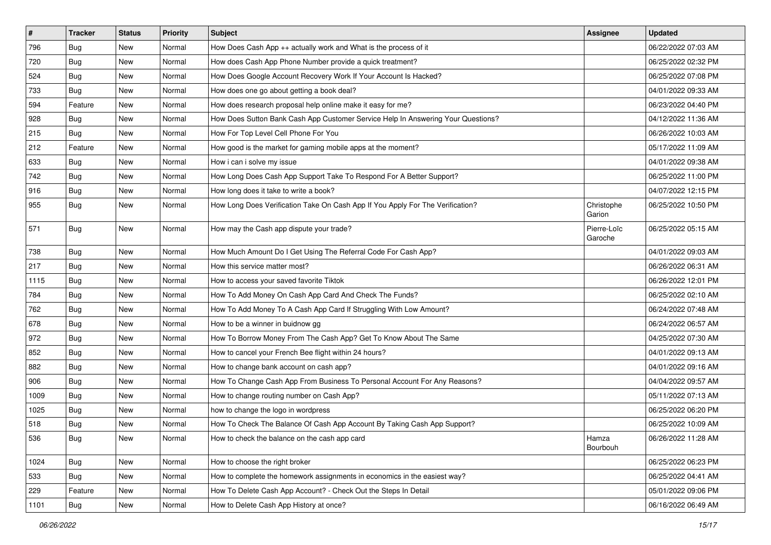| # | Tracker | Status | Priority | Subject | Assignee | Updated |
|---|---|---|---|---|---|---|
| 796 | Bug | New | Normal | How Does Cash App ++ actually work and What is the process of it | | 06/22/2022 07:03 AM |
| 720 | Bug | New | Normal | How does Cash App Phone Number provide a quick treatment? | | 06/25/2022 02:32 PM |
| 524 | Bug | New | Normal | How Does Google Account Recovery Work If Your Account Is Hacked? | | 06/25/2022 07:08 PM |
| 733 | Bug | New | Normal | How does one go about getting a book deal? | | 04/01/2022 09:33 AM |
| 594 | Feature | New | Normal | How does research proposal help online make it easy for me? | | 06/23/2022 04:40 PM |
| 928 | Bug | New | Normal | How Does Sutton Bank Cash App Customer Service Help In Answering Your Questions? | | 04/12/2022 11:36 AM |
| 215 | Bug | New | Normal | How For Top Level Cell Phone For You | | 06/26/2022 10:03 AM |
| 212 | Feature | New | Normal | How good is the market for gaming mobile apps at the moment? | | 05/17/2022 11:09 AM |
| 633 | Bug | New | Normal | How i can i solve my issue | | 04/01/2022 09:38 AM |
| 742 | Bug | New | Normal | How Long Does Cash App Support Take To Respond For A Better Support? | | 06/25/2022 11:00 PM |
| 916 | Bug | New | Normal | How long does it take to write a book? | | 04/07/2022 12:15 PM |
| 955 | Bug | New | Normal | How Long Does Verification Take On Cash App If You Apply For The Verification? | Christophe Garion | 06/25/2022 10:50 PM |
| 571 | Bug | New | Normal | How may the Cash app dispute your trade? | Pierre-Loïc Garoche | 06/25/2022 05:15 AM |
| 738 | Bug | New | Normal | How Much Amount Do I Get Using The Referral Code For Cash App? | | 04/01/2022 09:03 AM |
| 217 | Bug | New | Normal | How this service matter most? | | 06/26/2022 06:31 AM |
| 1115 | Bug | New | Normal | How to access your saved favorite Tiktok | | 06/26/2022 12:01 PM |
| 784 | Bug | New | Normal | How To Add Money On Cash App Card And Check The Funds? | | 06/25/2022 02:10 AM |
| 762 | Bug | New | Normal | How To Add Money To A Cash App Card If Struggling With Low Amount? | | 06/24/2022 07:48 AM |
| 678 | Bug | New | Normal | How to be a winner in buidnow gg | | 06/24/2022 06:57 AM |
| 972 | Bug | New | Normal | How To Borrow Money From The Cash App? Get To Know About The Same | | 04/25/2022 07:30 AM |
| 852 | Bug | New | Normal | How to cancel your French Bee flight within 24 hours? | | 04/01/2022 09:13 AM |
| 882 | Bug | New | Normal | How to change bank account on cash app? | | 04/01/2022 09:16 AM |
| 906 | Bug | New | Normal | How To Change Cash App From Business To Personal Account For Any Reasons? | | 04/04/2022 09:57 AM |
| 1009 | Bug | New | Normal | How to change routing number on Cash App? | | 05/11/2022 07:13 AM |
| 1025 | Bug | New | Normal | how to change the logo in wordpress | | 06/25/2022 06:20 PM |
| 518 | Bug | New | Normal | How To Check The Balance Of Cash App Account By Taking Cash App Support? | | 06/25/2022 10:09 AM |
| 536 | Bug | New | Normal | How to check the balance on the cash app card | Hamza Bourbouh | 06/26/2022 11:28 AM |
| 1024 | Bug | New | Normal | How to choose the right broker | | 06/25/2022 06:23 PM |
| 533 | Bug | New | Normal | How to complete the homework assignments in economics in the easiest way? | | 06/25/2022 04:41 AM |
| 229 | Feature | New | Normal | How To Delete Cash App Account? - Check Out the Steps In Detail | | 05/01/2022 09:06 PM |
| 1101 | Bug | New | Normal | How to Delete Cash App History at once? | | 06/16/2022 06:49 AM |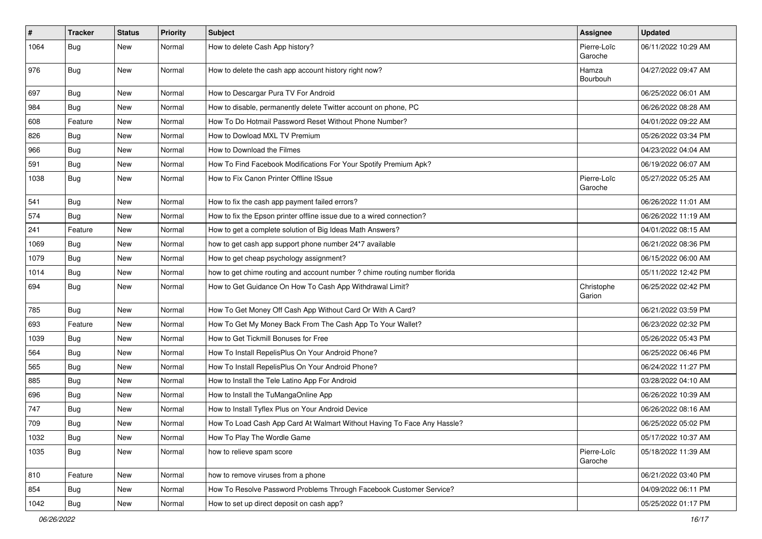| # | Tracker | Status | Priority | Subject | Assignee | Updated |
| --- | --- | --- | --- | --- | --- | --- |
| 1064 | Bug | New | Normal | How to delete Cash App history? | Pierre-Loïc Garoche | 06/11/2022 10:29 AM |
| 976 | Bug | New | Normal | How to delete the cash app account history right now? | Hamza Bourbouh | 04/27/2022 09:47 AM |
| 697 | Bug | New | Normal | How to Descargar Pura TV For Android | | 06/25/2022 06:01 AM |
| 984 | Bug | New | Normal | How to disable, permanently delete Twitter account on phone, PC | | 06/26/2022 08:28 AM |
| 608 | Feature | New | Normal | How To Do Hotmail Password Reset Without Phone Number? | | 04/01/2022 09:22 AM |
| 826 | Bug | New | Normal | How to Dowload MXL TV Premium | | 05/26/2022 03:34 PM |
| 966 | Bug | New | Normal | How to Download the Filmes | | 04/23/2022 04:04 AM |
| 591 | Bug | New | Normal | How To Find Facebook Modifications For Your Spotify Premium Apk? | | 06/19/2022 06:07 AM |
| 1038 | Bug | New | Normal | How to Fix Canon Printer Offline ISsue | Pierre-Loïc Garoche | 05/27/2022 05:25 AM |
| 541 | Bug | New | Normal | How to fix the cash app payment failed errors? | | 06/26/2022 11:01 AM |
| 574 | Bug | New | Normal | How to fix the Epson printer offline issue due to a wired connection? | | 06/26/2022 11:19 AM |
| 241 | Feature | New | Normal | How to get a complete solution of Big Ideas Math Answers? | | 04/01/2022 08:15 AM |
| 1069 | Bug | New | Normal | how to get cash app support phone number 24*7 available | | 06/21/2022 08:36 PM |
| 1079 | Bug | New | Normal | How to get cheap psychology assignment? | | 06/15/2022 06:00 AM |
| 1014 | Bug | New | Normal | how to get chime routing and account number ? chime routing number florida | | 05/11/2022 12:42 PM |
| 694 | Bug | New | Normal | How to Get Guidance On How To Cash App Withdrawal Limit? | Christophe Garion | 06/25/2022 02:42 PM |
| 785 | Bug | New | Normal | How To Get Money Off Cash App Without Card Or With A Card? | | 06/21/2022 03:59 PM |
| 693 | Feature | New | Normal | How To Get My Money Back From The Cash App To Your Wallet? | | 06/23/2022 02:32 PM |
| 1039 | Bug | New | Normal | How to Get Tickmill Bonuses for Free | | 05/26/2022 05:43 PM |
| 564 | Bug | New | Normal | How To Install RepelisPlus On Your Android Phone? | | 06/25/2022 06:46 PM |
| 565 | Bug | New | Normal | How To Install RepelisPlus On Your Android Phone? | | 06/24/2022 11:27 PM |
| 885 | Bug | New | Normal | How to Install the Tele Latino App For Android | | 03/28/2022 04:10 AM |
| 696 | Bug | New | Normal | How to Install the TuMangaOnline App | | 06/26/2022 10:39 AM |
| 747 | Bug | New | Normal | How to Install Tyflex Plus on Your Android Device | | 06/26/2022 08:16 AM |
| 709 | Bug | New | Normal | How To Load Cash App Card At Walmart Without Having To Face Any Hassle? | | 06/25/2022 05:02 PM |
| 1032 | Bug | New | Normal | How To Play The Wordle Game | | 05/17/2022 10:37 AM |
| 1035 | Bug | New | Normal | how to relieve spam score | Pierre-Loïc Garoche | 05/18/2022 11:39 AM |
| 810 | Feature | New | Normal | how to remove viruses from a phone | | 06/21/2022 03:40 PM |
| 854 | Bug | New | Normal | How To Resolve Password Problems Through Facebook Customer Service? | | 04/09/2022 06:11 PM |
| 1042 | Bug | New | Normal | How to set up direct deposit on cash app? | | 05/25/2022 01:17 PM |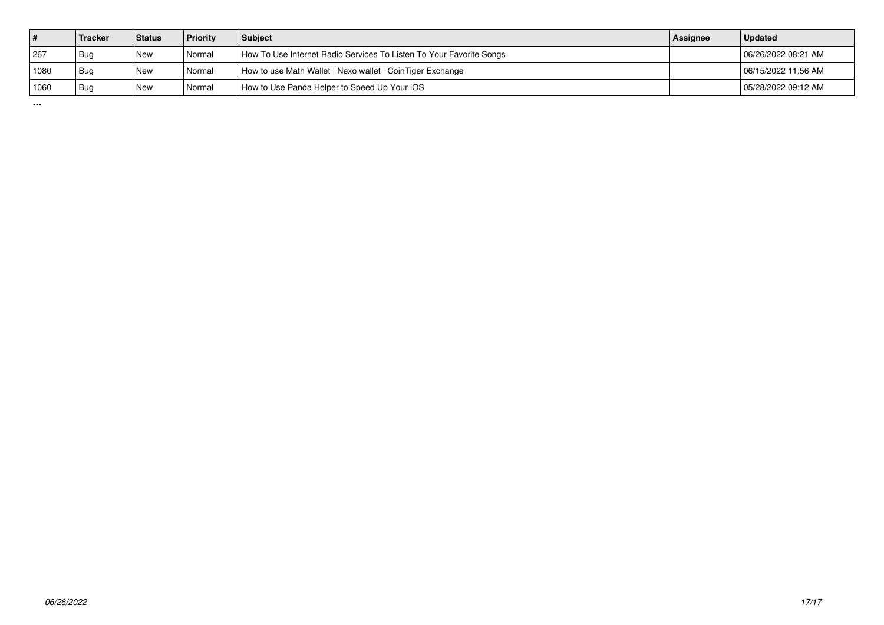| # | Tracker | Status | Priority | Subject | Assignee | Updated |
|---|---|---|---|---|---|---|
| 267 | Bug | New | Normal | How To Use Internet Radio Services To Listen To Your Favorite Songs | | 06/26/2022 08:21 AM |
| 1080 | Bug | New | Normal | How to use Math Wallet \| Nexo wallet \| CoinTiger Exchange | | 06/15/2022 11:56 AM |
| 1060 | Bug | New | Normal | How to Use Panda Helper to Speed Up Your iOS | | 05/28/2022 09:12 AM |

...